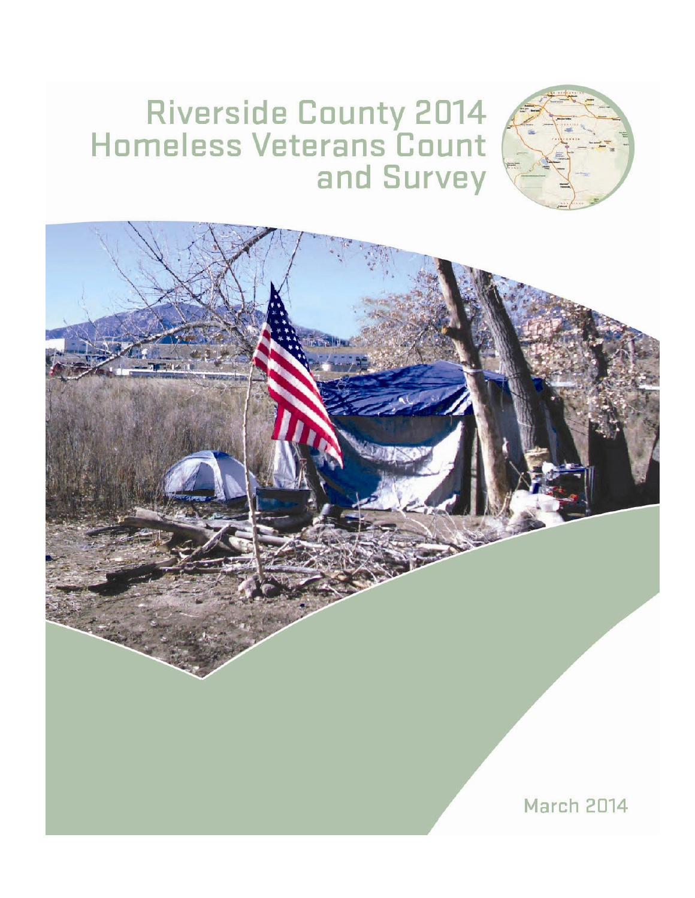# Riverside County 2014 Homeless Veterans Count and Survey

March 2014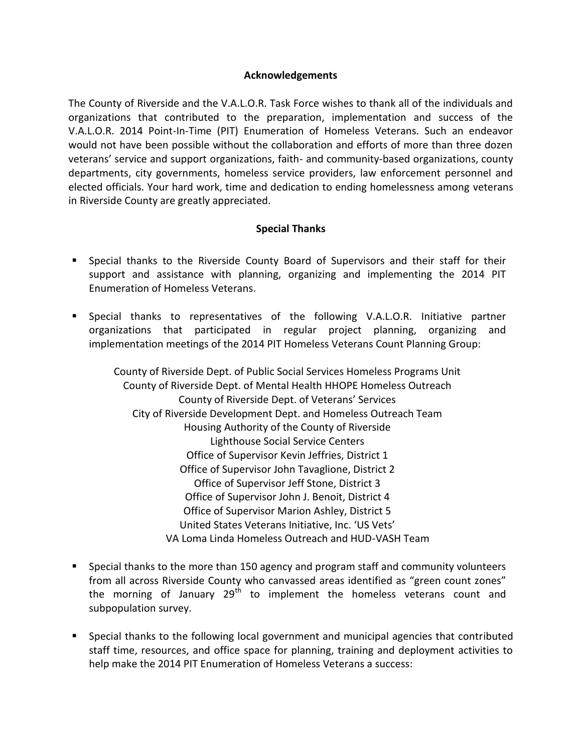## Acknowledgements

The County of Riverside and the V.A.L.O.R. Task Force wishes to thank all of the individuals and organizations that contributed to the preparation, implementation and success of the V.A.L.O.R. 2014 Point-In-Time (PIT) Enumeration of Homeless Veterans. Such an endeavor would not have been possible without the collaboration and efforts of more than three dozen veterans' service and support organizations, faith- and community-based organizations, county departments, city governments, homeless service providers, law enforcement personnel and elected officials. Your hard work, time and dedication to ending homelessness among veterans in Riverside County are greatly appreciated.

## Special Thanks

- Special thanks to the Riverside County Board of Supervisors and their staff for their support and assistance with planning, organizing and implementing the 2014 PIT Enumeration of Homeless Veterans.

- Special thanks to representatives of the following V.A.L.O.R. Initiative partner organizations that participated in regular project planning, organizing and implementation meetings of the 2014 PIT Homeless Veterans Count Planning Group:

  County of Riverside Dept. of Public Social Services Homeless Programs Unit
  County of Riverside Dept. of Mental Health HHOPE Homeless Outreach
  County of Riverside Dept. of Veterans' Services
  City of Riverside Development Dept. and Homeless Outreach Team
  Housing Authority of the County of Riverside
  Lighthouse Social Service Centers
  Office of Supervisor Kevin Jeffries, District 1
  Office of Supervisor John Tavaglione, District 2
  Office of Supervisor Jeff Stone, District 3
  Office of Supervisor John J. Benoit, District 4
  Office of Supervisor Marion Ashley, District 5
  United States Veterans Initiative, Inc. 'US Vets'
  VA Loma Linda Homeless Outreach and HUD-VASH Team

- Special thanks to the more than 150 agency and program staff and community volunteers from all across Riverside County who canvassed areas identified as "green count zones" the morning of January 29th to implement the homeless veterans count and subpopulation survey.

- Special thanks to the following local government and municipal agencies that contributed staff time, resources, and office space for planning, training and deployment activities to help make the 2014 PIT Enumeration of Homeless Veterans a success: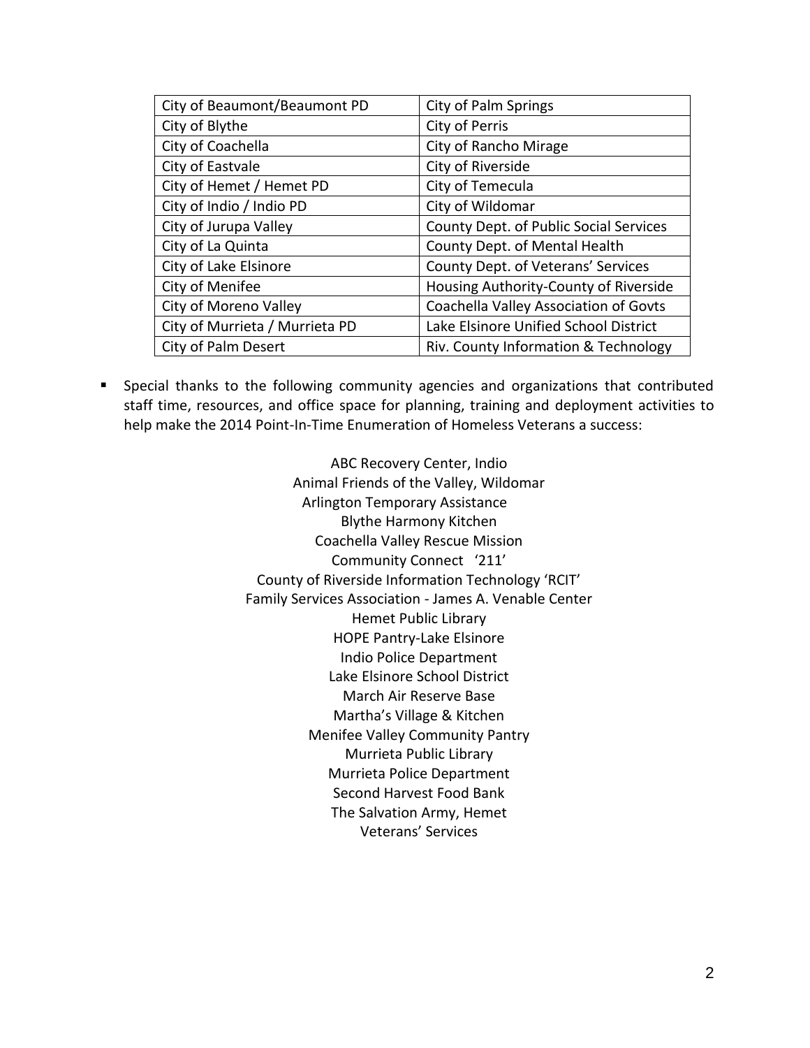| City of Beaumont/Beaumont PD | City of Palm Springs |
|---|---|
| City of Blythe | City of Perris |
| City of Coachella | City of Rancho Mirage |
| City of Eastvale | City of Riverside |
| City of Hemet / Hemet PD | City of Temecula |
| City of Indio / Indio PD | City of Wildomar |
| City of Jurupa Valley | County Dept. of Public Social Services |
| City of La Quinta | County Dept. of Mental Health |
| City of Lake Elsinore | County Dept. of Veterans' Services |
| City of Menifee | Housing Authority-County of Riverside |
| City of Moreno Valley | Coachella Valley Association of Govts |
| City of Murrieta / Murrieta PD | Lake Elsinore Unified School District |
| City of Palm Desert | Riv. County Information & Technology |

- Special thanks to the following community agencies and organizations that contributed staff time, resources, and office space for planning, training and deployment activities to help make the 2014 Point-In-Time Enumeration of Homeless Veterans a success:

ABC Recovery Center, Indio
Animal Friends of the Valley, Wildomar
Arlington Temporary Assistance
Blythe Harmony Kitchen
Coachella Valley Rescue Mission
Community Connect '211'
County of Riverside Information Technology 'RCIT'
Family Services Association - James A. Venable Center
Hemet Public Library
HOPE Pantry-Lake Elsinore
Indio Police Department
Lake Elsinore School District
March Air Reserve Base
Martha's Village & Kitchen
Menifee Valley Community Pantry
Murrieta Public Library
Murrieta Police Department
Second Harvest Food Bank
The Salvation Army, Hemet
Veterans' Services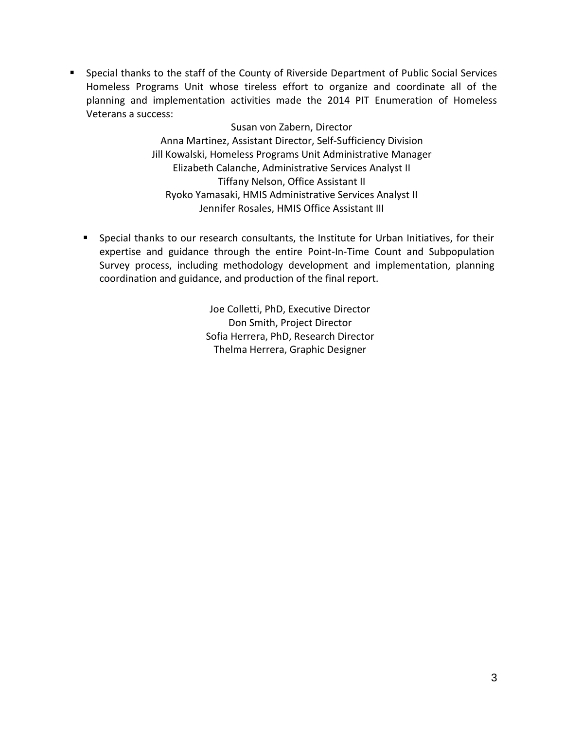- Special thanks to the staff of the County of Riverside Department of Public Social Services Homeless Programs Unit whose tireless effort to organize and coordinate all of the planning and implementation activities made the 2014 PIT Enumeration of Homeless Veterans a success:

Susan von Zabern, Director
Anna Martinez, Assistant Director, Self-Sufficiency Division
Jill Kowalski, Homeless Programs Unit Administrative Manager
Elizabeth Calanche, Administrative Services Analyst II
Tiffany Nelson, Office Assistant II
Ryoko Yamasaki, HMIS Administrative Services Analyst II
Jennifer Rosales, HMIS Office Assistant III

- Special thanks to our research consultants, the Institute for Urban Initiatives, for their expertise and guidance through the entire Point-In-Time Count and Subpopulation Survey process, including methodology development and implementation, planning coordination and guidance, and production of the final report.

Joe Colletti, PhD, Executive Director
Don Smith, Project Director
Sofia Herrera, PhD, Research Director
Thelma Herrera, Graphic Designer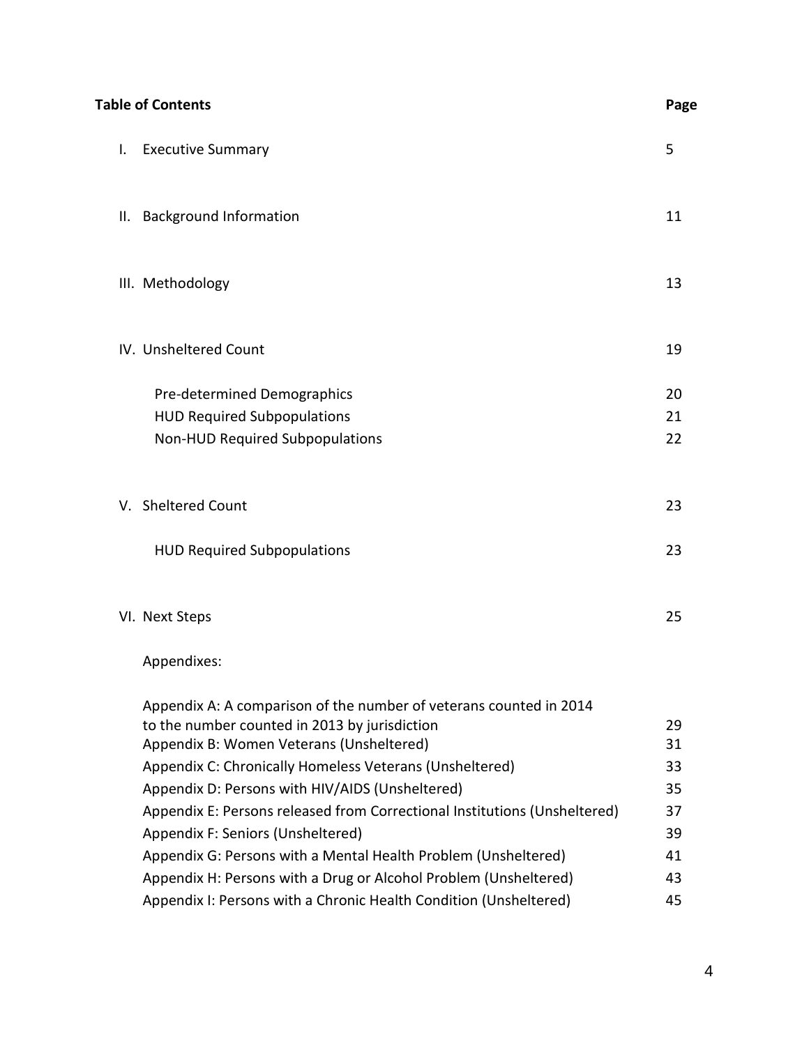## Table of Contents

| | Page |
|---|---|
| I. Executive Summary | 5 |
| II. Background Information | 11 |
| III. Methodology | 13 |
| IV. Unsheltered Count | 19 |
| Pre-determined Demographics | 20 |
| HUD Required Subpopulations | 21 |
| Non-HUD Required Subpopulations | 22 |
| V. Sheltered Count | 23 |
| HUD Required Subpopulations | 23 |
| VI. Next Steps | 25 |
| Appendixes: | |
| Appendix A: A comparison of the number of veterans counted in 2014 to the number counted in 2013 by jurisdiction | 29 |
| Appendix B: Women Veterans (Unsheltered) | 31 |
| Appendix C: Chronically Homeless Veterans (Unsheltered) | 33 |
| Appendix D: Persons with HIV/AIDS (Unsheltered) | 35 |
| Appendix E: Persons released from Correctional Institutions (Unsheltered) | 37 |
| Appendix F: Seniors (Unsheltered) | 39 |
| Appendix G: Persons with a Mental Health Problem (Unsheltered) | 41 |
| Appendix H: Persons with a Drug or Alcohol Problem (Unsheltered) | 43 |
| Appendix I: Persons with a Chronic Health Condition (Unsheltered) | 45 |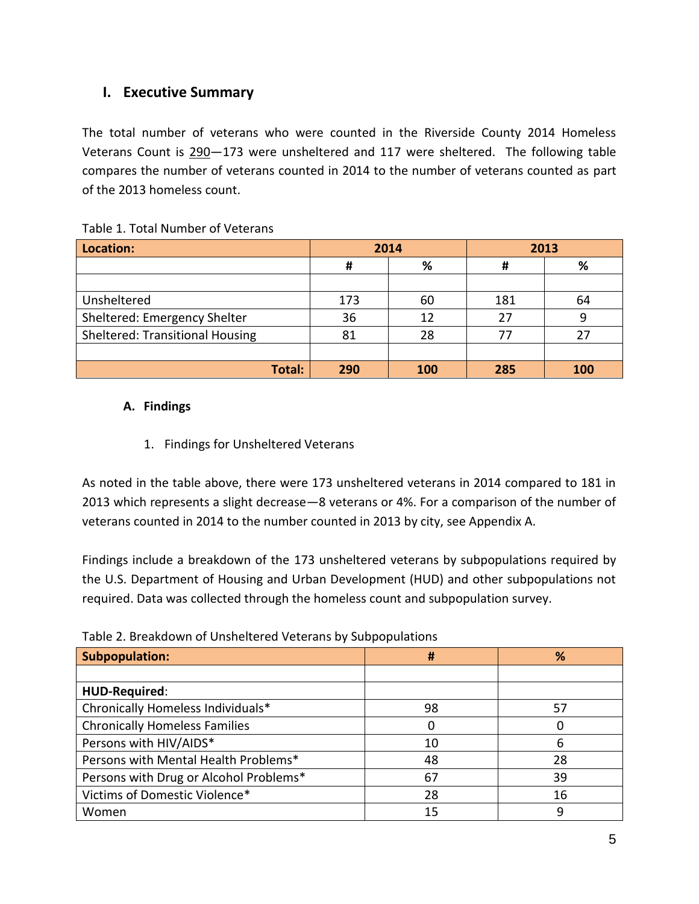## I. Executive Summary

The total number of veterans who were counted in the Riverside County 2014 Homeless Veterans Count is 290—173 were unsheltered and 117 were sheltered. The following table compares the number of veterans counted in 2014 to the number of veterans counted as part of the 2013 homeless count.

Table 1. Total Number of Veterans

| Location: | 2014 | | 2013 | |
|---|---|---|---|---|
| | # | % | # | % |
| | | | | |
| Unsheltered | 173 | 60 | 181 | 64 |
| Sheltered: Emergency Shelter | 36 | 12 | 27 | 9 |
| Sheltered: Transitional Housing | 81 | 28 | 77 | 27 |
| | | | | |
| **Total:** | **290** | **100** | **285** | **100** |

### A. Findings

1. Findings for Unsheltered Veterans

As noted in the table above, there were 173 unsheltered veterans in 2014 compared to 181 in 2013 which represents a slight decrease—8 veterans or 4%. For a comparison of the number of veterans counted in 2014 to the number counted in 2013 by city, see Appendix A.

Findings include a breakdown of the 173 unsheltered veterans by subpopulations required by the U.S. Department of Housing and Urban Development (HUD) and other subpopulations not required. Data was collected through the homeless count and subpopulation survey.

Table 2. Breakdown of Unsheltered Veterans by Subpopulations

| Subpopulation: | # | % |
|---|---|---|
| | | |
| **HUD-Required**: | | |
| Chronically Homeless Individuals* | 98 | 57 |
| Chronically Homeless Families | 0 | 0 |
| Persons with HIV/AIDS* | 10 | 6 |
| Persons with Mental Health Problems* | 48 | 28 |
| Persons with Drug or Alcohol Problems* | 67 | 39 |
| Victims of Domestic Violence* | 28 | 16 |
| Women | 15 | 9 |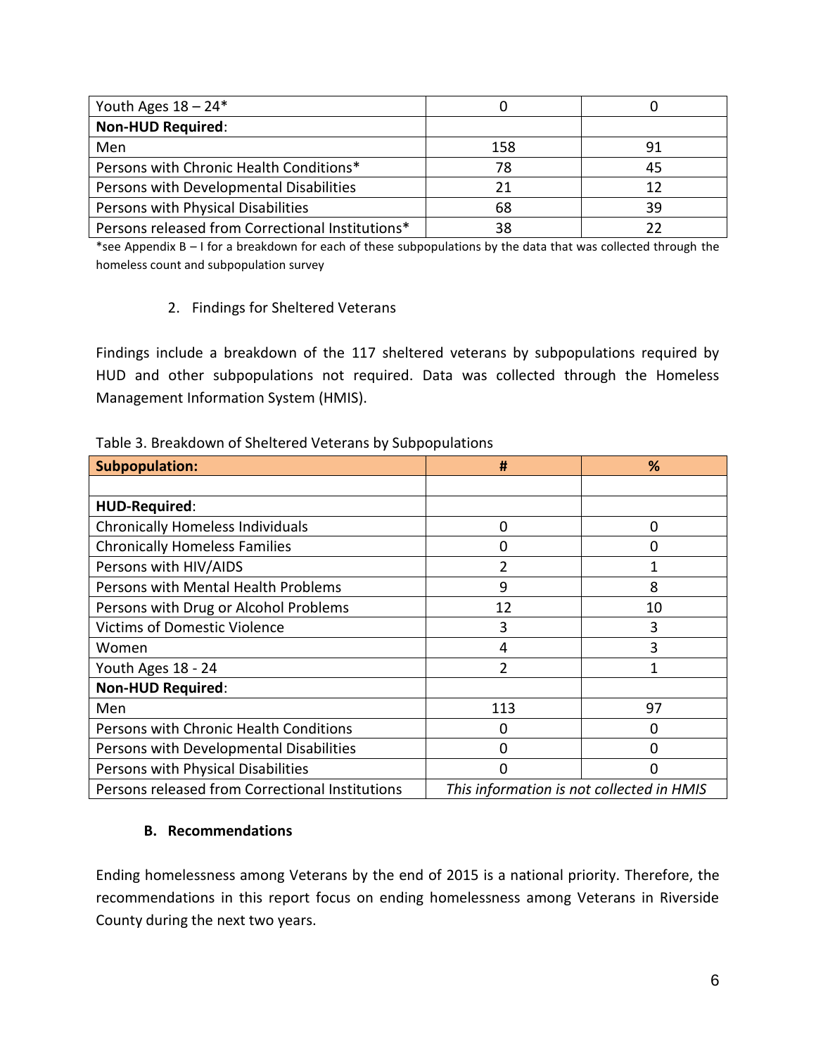| | | |
|---|---|---|
| Youth Ages 18 – 24* | 0 | 0 |
| **Non-HUD Required**: | | |
| Men | 158 | 91 |
| Persons with Chronic Health Conditions* | 78 | 45 |
| Persons with Developmental Disabilities | 21 | 12 |
| Persons with Physical Disabilities | 68 | 39 |
| Persons released from Correctional Institutions* | 38 | 22 |

*see Appendix B – I for a breakdown for each of these subpopulations by the data that was collected through the homeless count and subpopulation survey

2. Findings for Sheltered Veterans

Findings include a breakdown of the 117 sheltered veterans by subpopulations required by HUD and other subpopulations not required. Data was collected through the Homeless Management Information System (HMIS).

Table 3. Breakdown of Sheltered Veterans by Subpopulations

| **Subpopulation:** | **#** | **%** |
|---|---|---|
| | | |
| **HUD-Required**: | | |
| Chronically Homeless Individuals | 0 | 0 |
| Chronically Homeless Families | 0 | 0 |
| Persons with HIV/AIDS | 2 | 1 |
| Persons with Mental Health Problems | 9 | 8 |
| Persons with Drug or Alcohol Problems | 12 | 10 |
| Victims of Domestic Violence | 3 | 3 |
| Women | 4 | 3 |
| Youth Ages 18 - 24 | 2 | 1 |
| **Non-HUD Required**: | | |
| Men | 113 | 97 |
| Persons with Chronic Health Conditions | 0 | 0 |
| Persons with Developmental Disabilities | 0 | 0 |
| Persons with Physical Disabilities | 0 | 0 |
| Persons released from Correctional Institutions | *This information is not collected in HMIS* | |

### B. Recommendations

Ending homelessness among Veterans by the end of 2015 is a national priority. Therefore, the recommendations in this report focus on ending homelessness among Veterans in Riverside County during the next two years.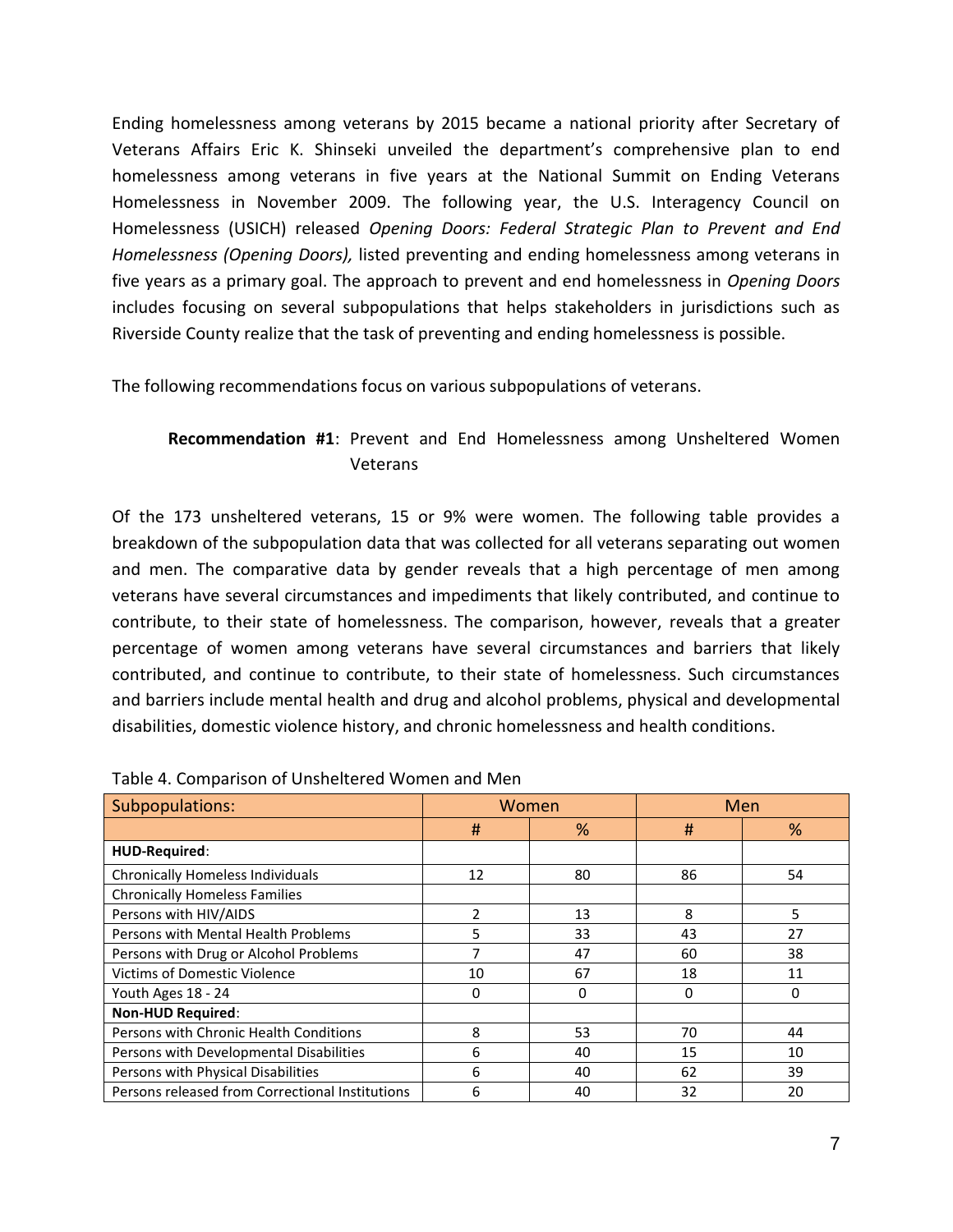Ending homelessness among veterans by 2015 became a national priority after Secretary of Veterans Affairs Eric K. Shinseki unveiled the department's comprehensive plan to end homelessness among veterans in five years at the National Summit on Ending Veterans Homelessness in November 2009. The following year, the U.S. Interagency Council on Homelessness (USICH) released *Opening Doors: Federal Strategic Plan to Prevent and End Homelessness (Opening Doors),* listed preventing and ending homelessness among veterans in five years as a primary goal. The approach to prevent and end homelessness in *Opening Doors* includes focusing on several subpopulations that helps stakeholders in jurisdictions such as Riverside County realize that the task of preventing and ending homelessness is possible.

The following recommendations focus on various subpopulations of veterans.

**Recommendation #1**: Prevent and End Homelessness among Unsheltered Women Veterans

Of the 173 unsheltered veterans, 15 or 9% were women. The following table provides a breakdown of the subpopulation data that was collected for all veterans separating out women and men. The comparative data by gender reveals that a high percentage of men among veterans have several circumstances and impediments that likely contributed, and continue to contribute, to their state of homelessness. The comparison, however, reveals that a greater percentage of women among veterans have several circumstances and barriers that likely contributed, and continue to contribute, to their state of homelessness. Such circumstances and barriers include mental health and drug and alcohol problems, physical and developmental disabilities, domestic violence history, and chronic homelessness and health conditions.

Table 4. Comparison of Unsheltered Women and Men

| Subpopulations: | Women | | Men | |
|---|---|---|---|---|
| | # | % | # | % |
| **HUD-Required**: | | | | |
| Chronically Homeless Individuals | 12 | 80 | 86 | 54 |
| Chronically Homeless Families | | | | |
| Persons with HIV/AIDS | 2 | 13 | 8 | 5 |
| Persons with Mental Health Problems | 5 | 33 | 43 | 27 |
| Persons with Drug or Alcohol Problems | 7 | 47 | 60 | 38 |
| Victims of Domestic Violence | 10 | 67 | 18 | 11 |
| Youth Ages 18 - 24 | 0 | 0 | 0 | 0 |
| **Non-HUD Required**: | | | | |
| Persons with Chronic Health Conditions | 8 | 53 | 70 | 44 |
| Persons with Developmental Disabilities | 6 | 40 | 15 | 10 |
| Persons with Physical Disabilities | 6 | 40 | 62 | 39 |
| Persons released from Correctional Institutions | 6 | 40 | 32 | 20 |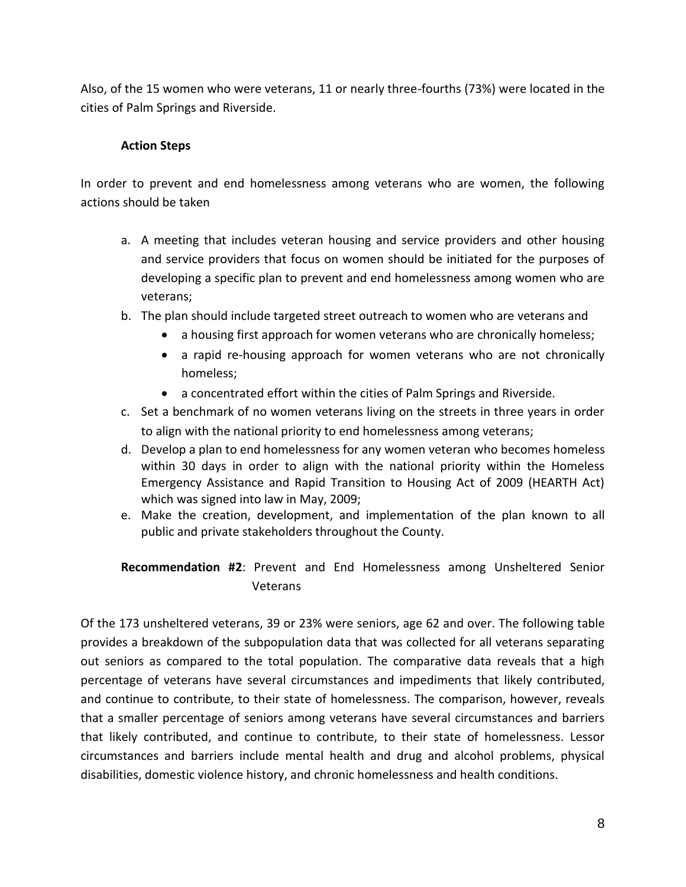Also, of the 15 women who were veterans, 11 or nearly three-fourths (73%) were located in the cities of Palm Springs and Riverside.

**Action Steps**

In order to prevent and end homelessness among veterans who are women, the following actions should be taken

a. A meeting that includes veteran housing and service providers and other housing and service providers that focus on women should be initiated for the purposes of developing a specific plan to prevent and end homelessness among women who are veterans;
b. The plan should include targeted street outreach to women who are veterans and
    - a housing first approach for women veterans who are chronically homeless;
    - a rapid re-housing approach for women veterans who are not chronically homeless;
    - a concentrated effort within the cities of Palm Springs and Riverside.
c. Set a benchmark of no women veterans living on the streets in three years in order to align with the national priority to end homelessness among veterans;
d. Develop a plan to end homelessness for any women veteran who becomes homeless within 30 days in order to align with the national priority within the Homeless Emergency Assistance and Rapid Transition to Housing Act of 2009 (HEARTH Act) which was signed into law in May, 2009;
e. Make the creation, development, and implementation of the plan known to all public and private stakeholders throughout the County.

**Recommendation #2**: Prevent and End Homelessness among Unsheltered Senior Veterans

Of the 173 unsheltered veterans, 39 or 23% were seniors, age 62 and over. The following table provides a breakdown of the subpopulation data that was collected for all veterans separating out seniors as compared to the total population. The comparative data reveals that a high percentage of veterans have several circumstances and impediments that likely contributed, and continue to contribute, to their state of homelessness. The comparison, however, reveals that a smaller percentage of seniors among veterans have several circumstances and barriers that likely contributed, and continue to contribute, to their state of homelessness. Lessor circumstances and barriers include mental health and drug and alcohol problems, physical disabilities, domestic violence history, and chronic homelessness and health conditions.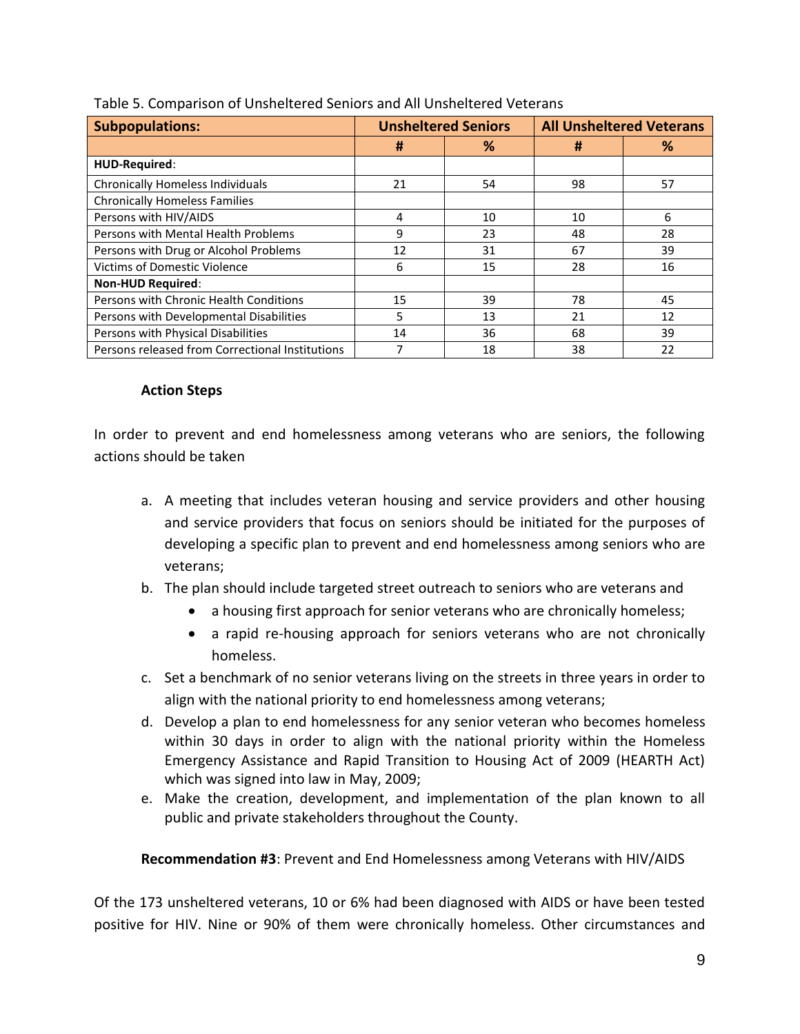Table 5. Comparison of Unsheltered Seniors and All Unsheltered Veterans

| **Subpopulations:** | **Unsheltered Seniors** | | **All Unsheltered Veterans** | |
|---|---|---|---|---|
| | **#** | **%** | **#** | **%** |
| **HUD-Required**: | | | | |
| Chronically Homeless Individuals | 21 | 54 | 98 | 57 |
| Chronically Homeless Families | | | | |
| Persons with HIV/AIDS | 4 | 10 | 10 | 6 |
| Persons with Mental Health Problems | 9 | 23 | 48 | 28 |
| Persons with Drug or Alcohol Problems | 12 | 31 | 67 | 39 |
| Victims of Domestic Violence | 6 | 15 | 28 | 16 |
| **Non-HUD Required**: | | | | |
| Persons with Chronic Health Conditions | 15 | 39 | 78 | 45 |
| Persons with Developmental Disabilities | 5 | 13 | 21 | 12 |
| Persons with Physical Disabilities | 14 | 36 | 68 | 39 |
| Persons released from Correctional Institutions | 7 | 18 | 38 | 22 |

**Action Steps**

In order to prevent and end homelessness among veterans who are seniors, the following actions should be taken

a. A meeting that includes veteran housing and service providers and other housing and service providers that focus on seniors should be initiated for the purposes of developing a specific plan to prevent and end homelessness among seniors who are veterans;
b. The plan should include targeted street outreach to seniors who are veterans and
   - a housing first approach for senior veterans who are chronically homeless;
   - a rapid re-housing approach for seniors veterans who are not chronically homeless.
c. Set a benchmark of no senior veterans living on the streets in three years in order to align with the national priority to end homelessness among veterans;
d. Develop a plan to end homelessness for any senior veteran who becomes homeless within 30 days in order to align with the national priority within the Homeless Emergency Assistance and Rapid Transition to Housing Act of 2009 (HEARTH Act) which was signed into law in May, 2009;
e. Make the creation, development, and implementation of the plan known to all public and private stakeholders throughout the County.

**Recommendation #3**: Prevent and End Homelessness among Veterans with HIV/AIDS

Of the 173 unsheltered veterans, 10 or 6% had been diagnosed with AIDS or have been tested positive for HIV. Nine or 90% of them were chronically homeless. Other circumstances and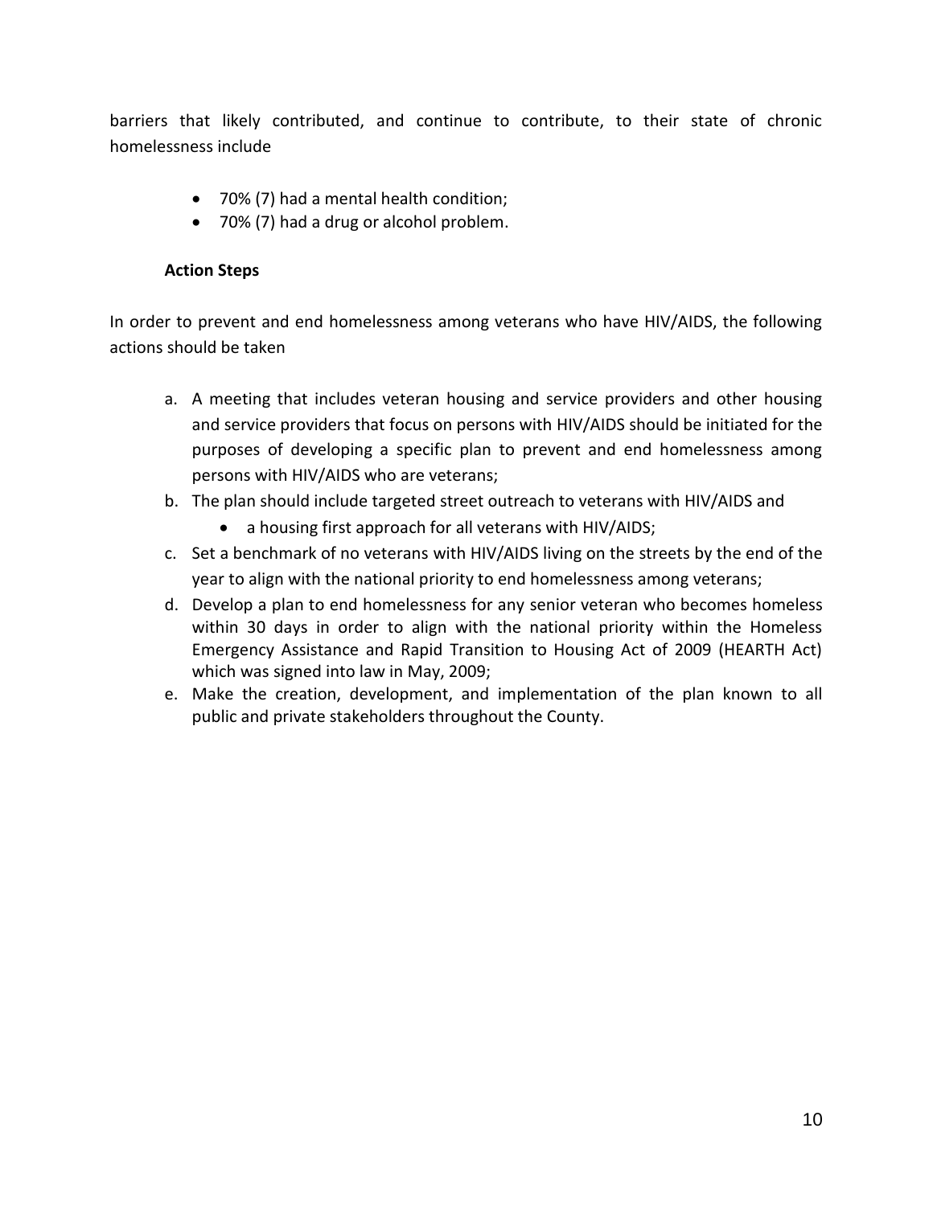barriers that likely contributed, and continue to contribute, to their state of chronic homelessness include

- 70% (7) had a mental health condition;
- 70% (7) had a drug or alcohol problem.

**Action Steps**

In order to prevent and end homelessness among veterans who have HIV/AIDS, the following actions should be taken

a. A meeting that includes veteran housing and service providers and other housing and service providers that focus on persons with HIV/AIDS should be initiated for the purposes of developing a specific plan to prevent and end homelessness among persons with HIV/AIDS who are veterans;
b. The plan should include targeted street outreach to veterans with HIV/AIDS and
    - a housing first approach for all veterans with HIV/AIDS;
c. Set a benchmark of no veterans with HIV/AIDS living on the streets by the end of the year to align with the national priority to end homelessness among veterans;
d. Develop a plan to end homelessness for any senior veteran who becomes homeless within 30 days in order to align with the national priority within the Homeless Emergency Assistance and Rapid Transition to Housing Act of 2009 (HEARTH Act) which was signed into law in May, 2009;
e. Make the creation, development, and implementation of the plan known to all public and private stakeholders throughout the County.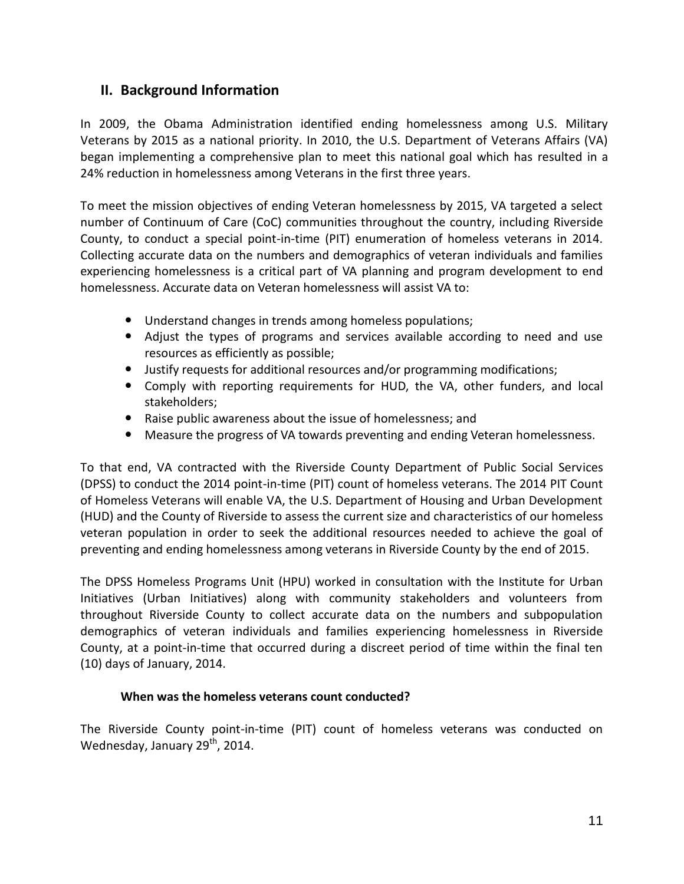## II. Background Information

In 2009, the Obama Administration identified ending homelessness among U.S. Military Veterans by 2015 as a national priority. In 2010, the U.S. Department of Veterans Affairs (VA) began implementing a comprehensive plan to meet this national goal which has resulted in a 24% reduction in homelessness among Veterans in the first three years.

To meet the mission objectives of ending Veteran homelessness by 2015, VA targeted a select number of Continuum of Care (CoC) communities throughout the country, including Riverside County, to conduct a special point-in-time (PIT) enumeration of homeless veterans in 2014. Collecting accurate data on the numbers and demographics of veteran individuals and families experiencing homelessness is a critical part of VA planning and program development to end homelessness. Accurate data on Veteran homelessness will assist VA to:

- Understand changes in trends among homeless populations;
- Adjust the types of programs and services available according to need and use resources as efficiently as possible;
- Justify requests for additional resources and/or programming modifications;
- Comply with reporting requirements for HUD, the VA, other funders, and local stakeholders;
- Raise public awareness about the issue of homelessness; and
- Measure the progress of VA towards preventing and ending Veteran homelessness.

To that end, VA contracted with the Riverside County Department of Public Social Services (DPSS) to conduct the 2014 point-in-time (PIT) count of homeless veterans. The 2014 PIT Count of Homeless Veterans will enable VA, the U.S. Department of Housing and Urban Development (HUD) and the County of Riverside to assess the current size and characteristics of our homeless veteran population in order to seek the additional resources needed to achieve the goal of preventing and ending homelessness among veterans in Riverside County by the end of 2015.

The DPSS Homeless Programs Unit (HPU) worked in consultation with the Institute for Urban Initiatives (Urban Initiatives) along with community stakeholders and volunteers from throughout Riverside County to collect accurate data on the numbers and subpopulation demographics of veteran individuals and families experiencing homelessness in Riverside County, at a point-in-time that occurred during a discreet period of time within the final ten (10) days of January, 2014.

**When was the homeless veterans count conducted?**

The Riverside County point-in-time (PIT) count of homeless veterans was conducted on Wednesday, January 29th, 2014.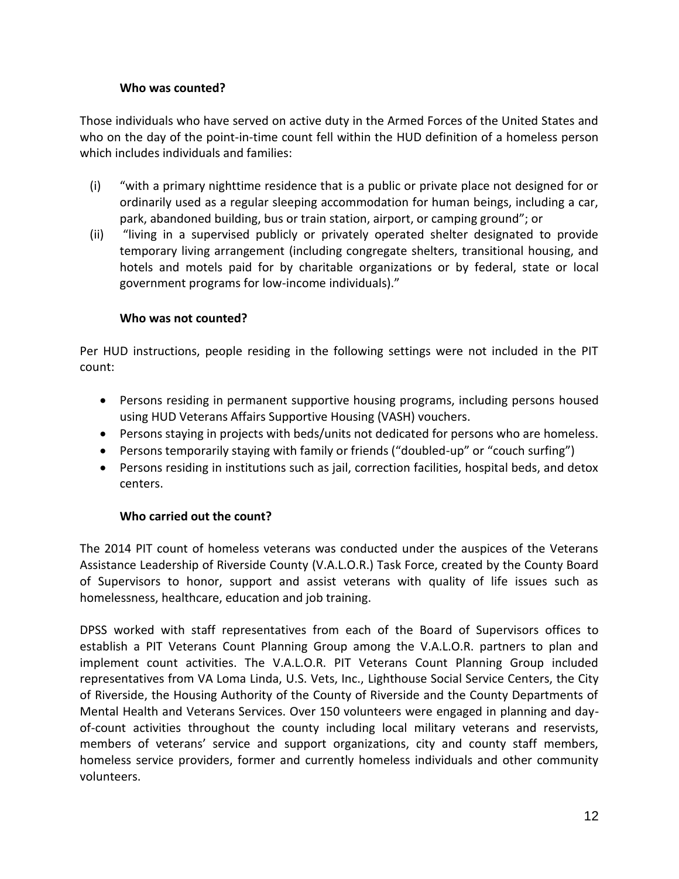### Who was counted?

Those individuals who have served on active duty in the Armed Forces of the United States and who on the day of the point-in-time count fell within the HUD definition of a homeless person which includes individuals and families:

(i) "with a primary nighttime residence that is a public or private place not designed for or ordinarily used as a regular sleeping accommodation for human beings, including a car, park, abandoned building, bus or train station, airport, or camping ground"; or

(ii) "living in a supervised publicly or privately operated shelter designated to provide temporary living arrangement (including congregate shelters, transitional housing, and hotels and motels paid for by charitable organizations or by federal, state or local government programs for low-income individuals)."

### Who was not counted?

Per HUD instructions, people residing in the following settings were not included in the PIT count:

- Persons residing in permanent supportive housing programs, including persons housed using HUD Veterans Affairs Supportive Housing (VASH) vouchers.
- Persons staying in projects with beds/units not dedicated for persons who are homeless.
- Persons temporarily staying with family or friends ("doubled-up" or "couch surfing")
- Persons residing in institutions such as jail, correction facilities, hospital beds, and detox centers.

### Who carried out the count?

The 2014 PIT count of homeless veterans was conducted under the auspices of the Veterans Assistance Leadership of Riverside County (V.A.L.O.R.) Task Force, created by the County Board of Supervisors to honor, support and assist veterans with quality of life issues such as homelessness, healthcare, education and job training.

DPSS worked with staff representatives from each of the Board of Supervisors offices to establish a PIT Veterans Count Planning Group among the V.A.L.O.R. partners to plan and implement count activities. The V.A.L.O.R. PIT Veterans Count Planning Group included representatives from VA Loma Linda, U.S. Vets, Inc., Lighthouse Social Service Centers, the City of Riverside, the Housing Authority of the County of Riverside and the County Departments of Mental Health and Veterans Services. Over 150 volunteers were engaged in planning and day-of-count activities throughout the county including local military veterans and reservists, members of veterans' service and support organizations, city and county staff members, homeless service providers, former and currently homeless individuals and other community volunteers.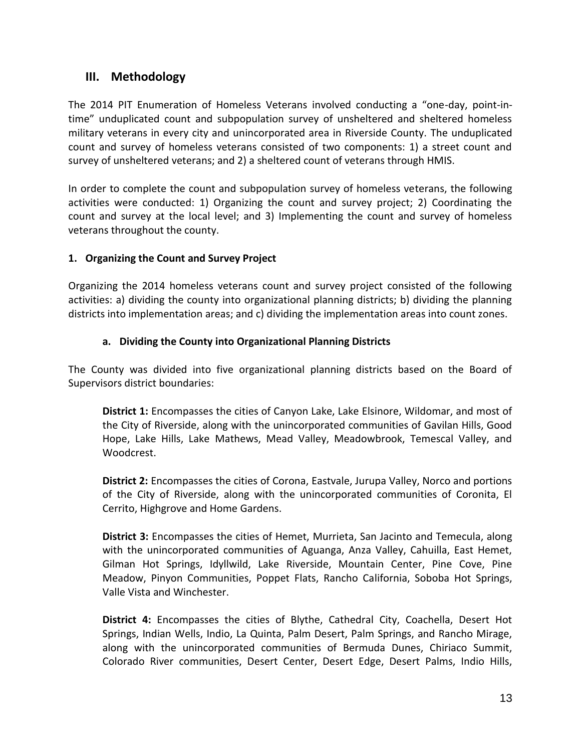## III. Methodology

The 2014 PIT Enumeration of Homeless Veterans involved conducting a "one-day, point-in-time" unduplicated count and subpopulation survey of unsheltered and sheltered homeless military veterans in every city and unincorporated area in Riverside County. The unduplicated count and survey of homeless veterans consisted of two components: 1) a street count and survey of unsheltered veterans; and 2) a sheltered count of veterans through HMIS.

In order to complete the count and subpopulation survey of homeless veterans, the following activities were conducted: 1) Organizing the count and survey project; 2) Coordinating the count and survey at the local level; and 3) Implementing the count and survey of homeless veterans throughout the county.

### 1. Organizing the Count and Survey Project

Organizing the 2014 homeless veterans count and survey project consisted of the following activities: a) dividing the county into organizational planning districts; b) dividing the planning districts into implementation areas; and c) dividing the implementation areas into count zones.

#### a. Dividing the County into Organizational Planning Districts

The County was divided into five organizational planning districts based on the Board of Supervisors district boundaries:

**District 1:** Encompasses the cities of Canyon Lake, Lake Elsinore, Wildomar, and most of the City of Riverside, along with the unincorporated communities of Gavilan Hills, Good Hope, Lake Hills, Lake Mathews, Mead Valley, Meadowbrook, Temescal Valley, and Woodcrest.

**District 2:** Encompasses the cities of Corona, Eastvale, Jurupa Valley, Norco and portions of the City of Riverside, along with the unincorporated communities of Coronita, El Cerrito, Highgrove and Home Gardens.

**District 3:** Encompasses the cities of Hemet, Murrieta, San Jacinto and Temecula, along with the unincorporated communities of Aguanga, Anza Valley, Cahuilla, East Hemet, Gilman Hot Springs, Idyllwild, Lake Riverside, Mountain Center, Pine Cove, Pine Meadow, Pinyon Communities, Poppet Flats, Rancho California, Soboba Hot Springs, Valle Vista and Winchester.

**District 4:** Encompasses the cities of Blythe, Cathedral City, Coachella, Desert Hot Springs, Indian Wells, Indio, La Quinta, Palm Desert, Palm Springs, and Rancho Mirage, along with the unincorporated communities of Bermuda Dunes, Chiriaco Summit, Colorado River communities, Desert Center, Desert Edge, Desert Palms, Indio Hills,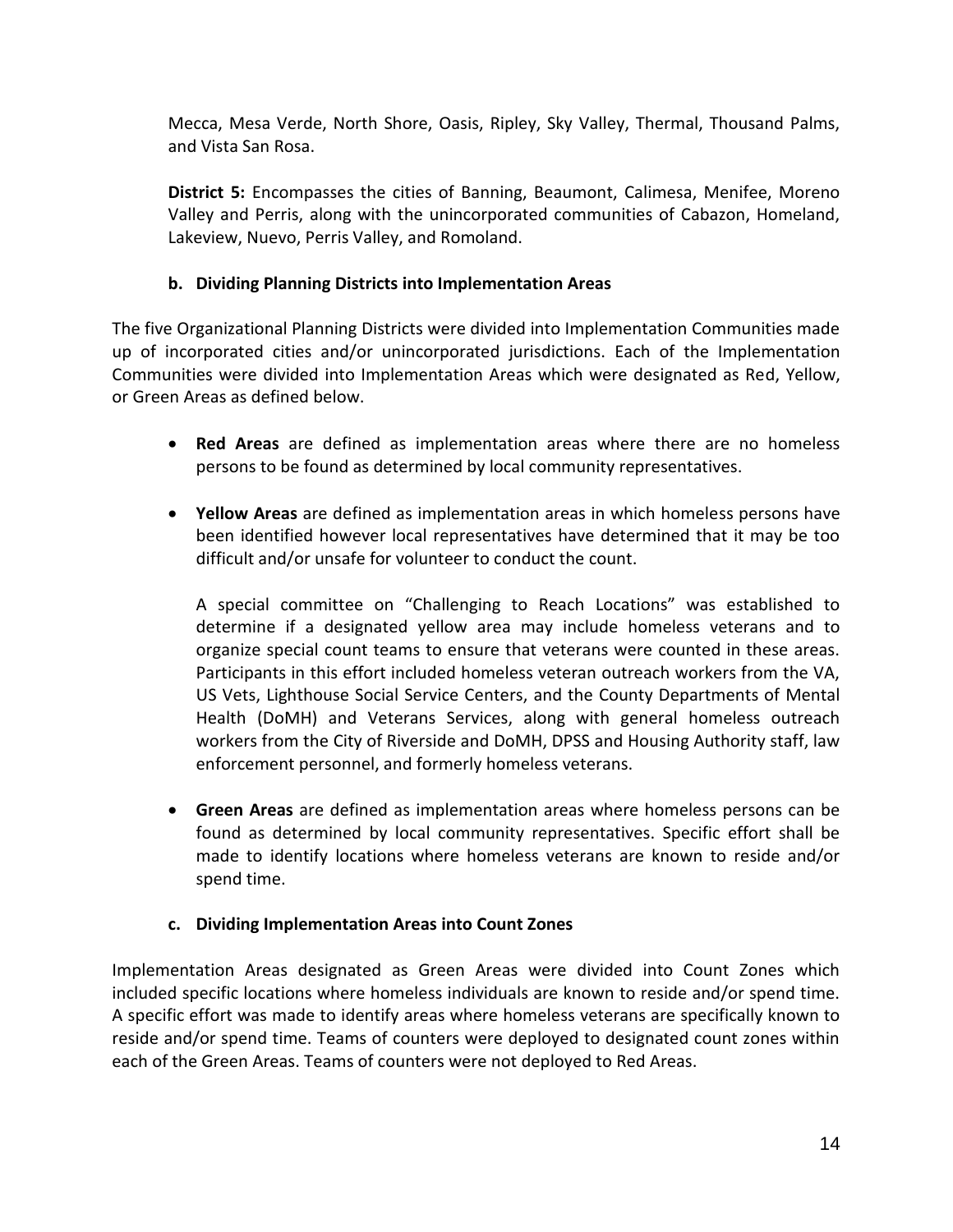Mecca, Mesa Verde, North Shore, Oasis, Ripley, Sky Valley, Thermal, Thousand Palms, and Vista San Rosa.

**District 5:** Encompasses the cities of Banning, Beaumont, Calimesa, Menifee, Moreno Valley and Perris, along with the unincorporated communities of Cabazon, Homeland, Lakeview, Nuevo, Perris Valley, and Romoland.

### b. Dividing Planning Districts into Implementation Areas

The five Organizational Planning Districts were divided into Implementation Communities made up of incorporated cities and/or unincorporated jurisdictions. Each of the Implementation Communities were divided into Implementation Areas which were designated as Red, Yellow, or Green Areas as defined below.

- **Red Areas** are defined as implementation areas where there are no homeless persons to be found as determined by local community representatives.

- **Yellow Areas** are defined as implementation areas in which homeless persons have been identified however local representatives have determined that it may be too difficult and/or unsafe for volunteer to conduct the count.

  A special committee on "Challenging to Reach Locations" was established to determine if a designated yellow area may include homeless veterans and to organize special count teams to ensure that veterans were counted in these areas. Participants in this effort included homeless veteran outreach workers from the VA, US Vets, Lighthouse Social Service Centers, and the County Departments of Mental Health (DoMH) and Veterans Services, along with general homeless outreach workers from the City of Riverside and DoMH, DPSS and Housing Authority staff, law enforcement personnel, and formerly homeless veterans.

- **Green Areas** are defined as implementation areas where homeless persons can be found as determined by local community representatives. Specific effort shall be made to identify locations where homeless veterans are known to reside and/or spend time.

### c. Dividing Implementation Areas into Count Zones

Implementation Areas designated as Green Areas were divided into Count Zones which included specific locations where homeless individuals are known to reside and/or spend time. A specific effort was made to identify areas where homeless veterans are specifically known to reside and/or spend time. Teams of counters were deployed to designated count zones within each of the Green Areas. Teams of counters were not deployed to Red Areas.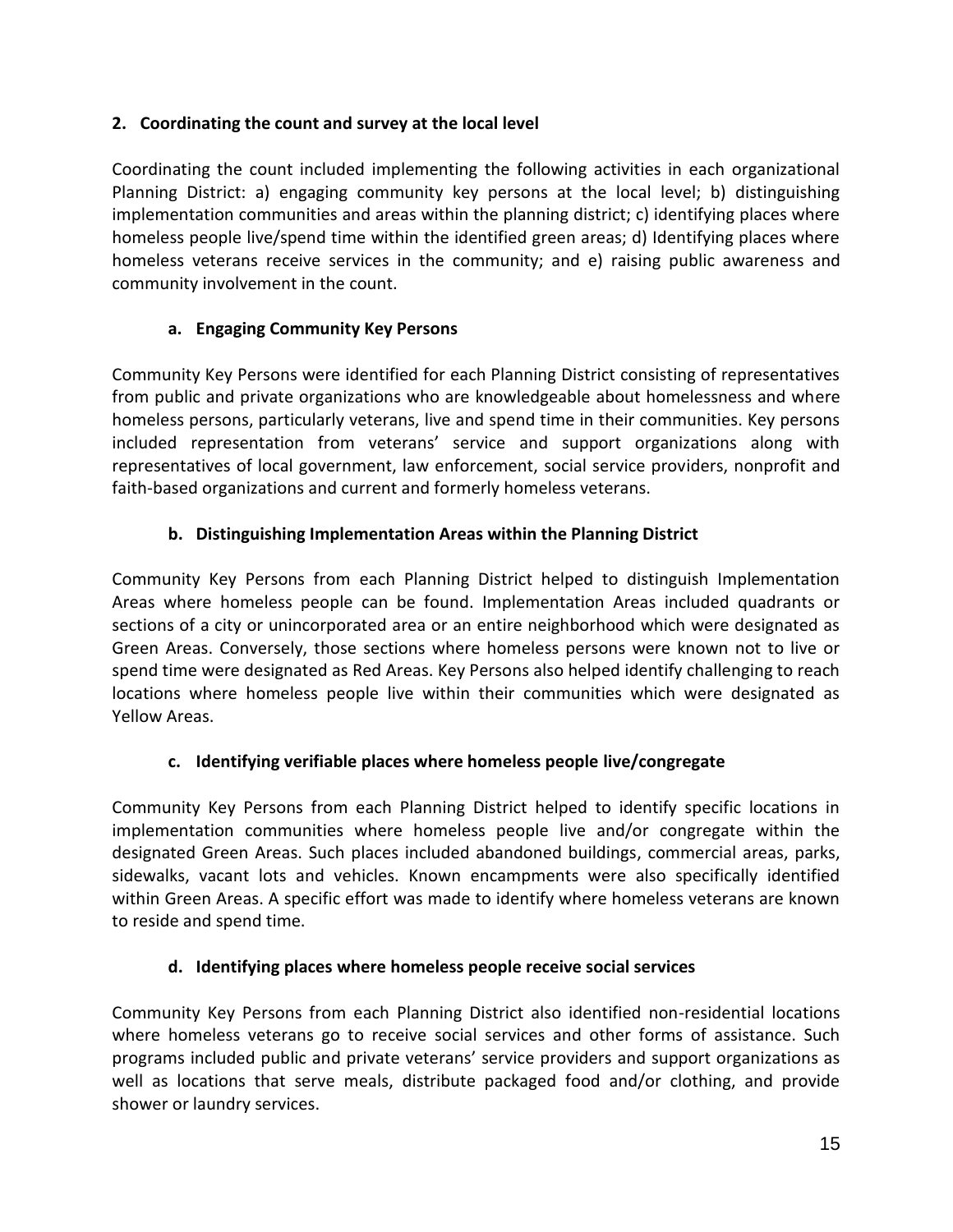## 2. Coordinating the count and survey at the local level

Coordinating the count included implementing the following activities in each organizational Planning District: a) engaging community key persons at the local level; b) distinguishing implementation communities and areas within the planning district; c) identifying places where homeless people live/spend time within the identified green areas; d) Identifying places where homeless veterans receive services in the community; and e) raising public awareness and community involvement in the count.

### a. Engaging Community Key Persons

Community Key Persons were identified for each Planning District consisting of representatives from public and private organizations who are knowledgeable about homelessness and where homeless persons, particularly veterans, live and spend time in their communities. Key persons included representation from veterans' service and support organizations along with representatives of local government, law enforcement, social service providers, nonprofit and faith-based organizations and current and formerly homeless veterans.

### b. Distinguishing Implementation Areas within the Planning District

Community Key Persons from each Planning District helped to distinguish Implementation Areas where homeless people can be found. Implementation Areas included quadrants or sections of a city or unincorporated area or an entire neighborhood which were designated as Green Areas. Conversely, those sections where homeless persons were known not to live or spend time were designated as Red Areas. Key Persons also helped identify challenging to reach locations where homeless people live within their communities which were designated as Yellow Areas.

### c. Identifying verifiable places where homeless people live/congregate

Community Key Persons from each Planning District helped to identify specific locations in implementation communities where homeless people live and/or congregate within the designated Green Areas. Such places included abandoned buildings, commercial areas, parks, sidewalks, vacant lots and vehicles. Known encampments were also specifically identified within Green Areas. A specific effort was made to identify where homeless veterans are known to reside and spend time.

### d. Identifying places where homeless people receive social services

Community Key Persons from each Planning District also identified non-residential locations where homeless veterans go to receive social services and other forms of assistance. Such programs included public and private veterans' service providers and support organizations as well as locations that serve meals, distribute packaged food and/or clothing, and provide shower or laundry services.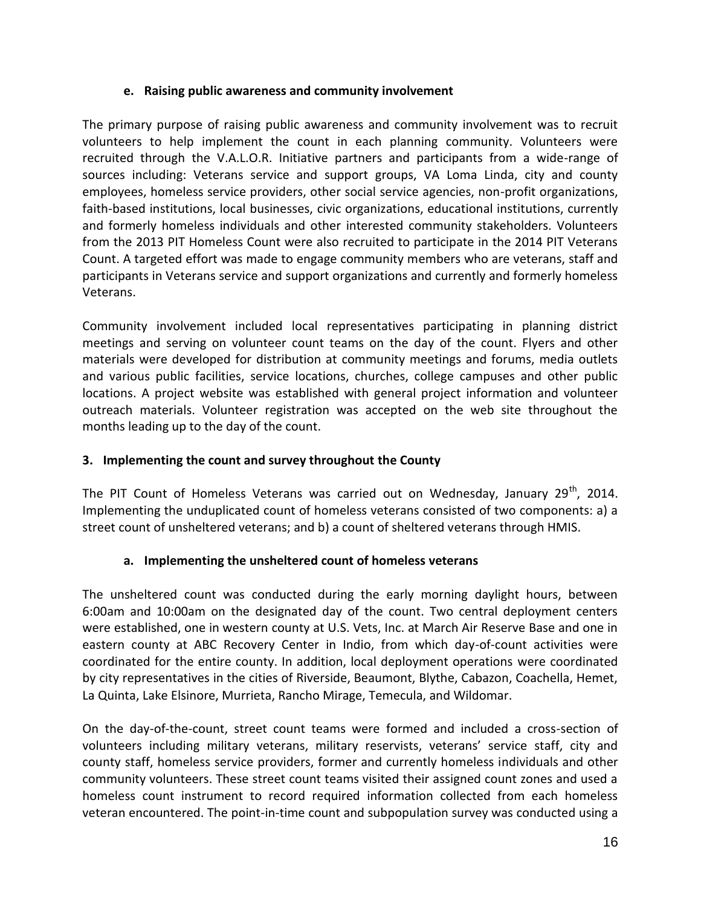### e. Raising public awareness and community involvement

The primary purpose of raising public awareness and community involvement was to recruit volunteers to help implement the count in each planning community. Volunteers were recruited through the V.A.L.O.R. Initiative partners and participants from a wide-range of sources including: Veterans service and support groups, VA Loma Linda, city and county employees, homeless service providers, other social service agencies, non-profit organizations, faith-based institutions, local businesses, civic organizations, educational institutions, currently and formerly homeless individuals and other interested community stakeholders. Volunteers from the 2013 PIT Homeless Count were also recruited to participate in the 2014 PIT Veterans Count. A targeted effort was made to engage community members who are veterans, staff and participants in Veterans service and support organizations and currently and formerly homeless Veterans.

Community involvement included local representatives participating in planning district meetings and serving on volunteer count teams on the day of the count. Flyers and other materials were developed for distribution at community meetings and forums, media outlets and various public facilities, service locations, churches, college campuses and other public locations. A project website was established with general project information and volunteer outreach materials. Volunteer registration was accepted on the web site throughout the months leading up to the day of the count.

## 3. Implementing the count and survey throughout the County

The PIT Count of Homeless Veterans was carried out on Wednesday, January 29th, 2014. Implementing the unduplicated count of homeless veterans consisted of two components: a) a street count of unsheltered veterans; and b) a count of sheltered veterans through HMIS.

### a. Implementing the unsheltered count of homeless veterans

The unsheltered count was conducted during the early morning daylight hours, between 6:00am and 10:00am on the designated day of the count. Two central deployment centers were established, one in western county at U.S. Vets, Inc. at March Air Reserve Base and one in eastern county at ABC Recovery Center in Indio, from which day-of-count activities were coordinated for the entire county. In addition, local deployment operations were coordinated by city representatives in the cities of Riverside, Beaumont, Blythe, Cabazon, Coachella, Hemet, La Quinta, Lake Elsinore, Murrieta, Rancho Mirage, Temecula, and Wildomar.

On the day-of-the-count, street count teams were formed and included a cross-section of volunteers including military veterans, military reservists, veterans' service staff, city and county staff, homeless service providers, former and currently homeless individuals and other community volunteers. These street count teams visited their assigned count zones and used a homeless count instrument to record required information collected from each homeless veteran encountered. The point-in-time count and subpopulation survey was conducted using a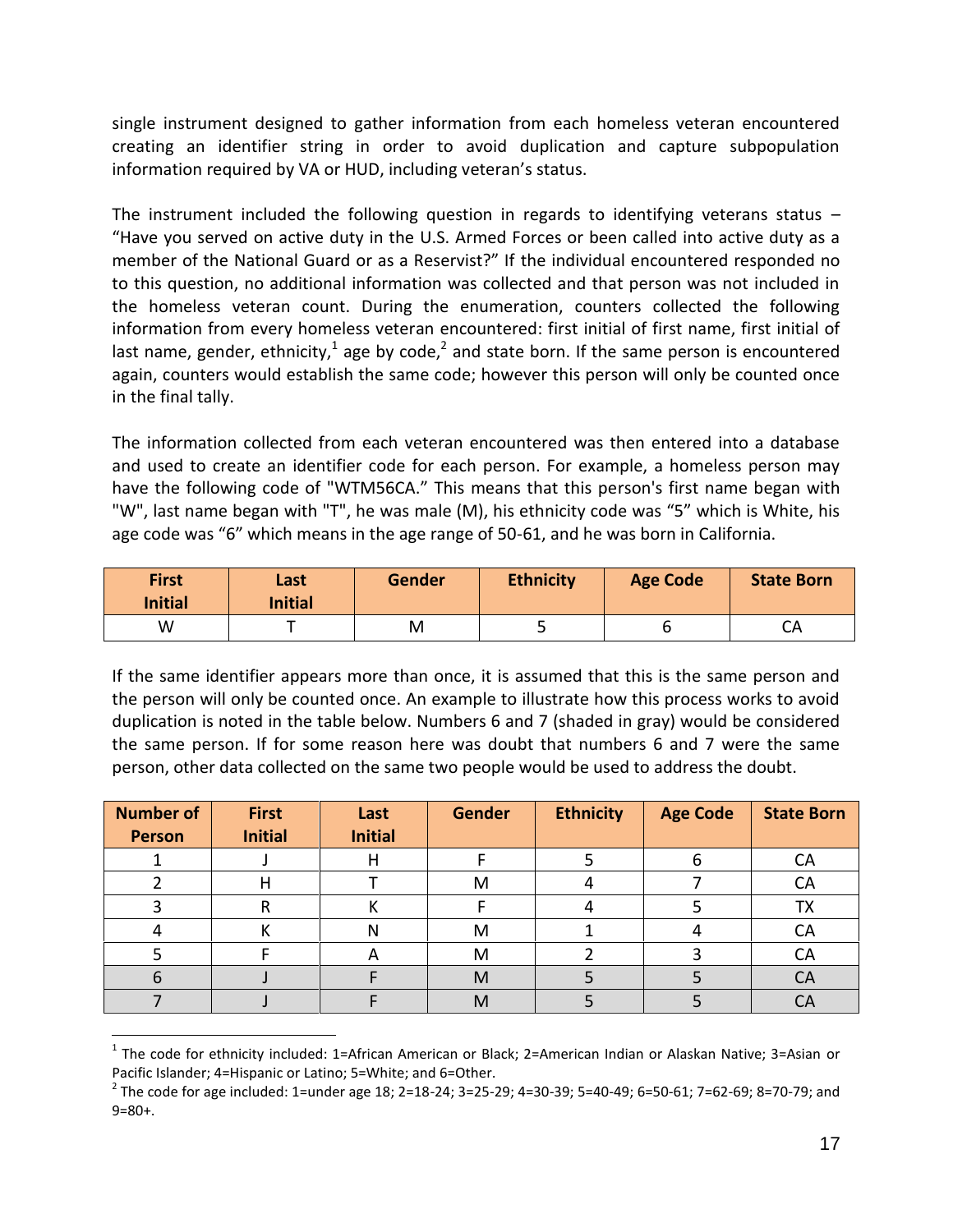single instrument designed to gather information from each homeless veteran encountered creating an identifier string in order to avoid duplication and capture subpopulation information required by VA or HUD, including veteran's status.

The instrument included the following question in regards to identifying veterans status – "Have you served on active duty in the U.S. Armed Forces or been called into active duty as a member of the National Guard or as a Reservist?" If the individual encountered responded no to this question, no additional information was collected and that person was not included in the homeless veteran count. During the enumeration, counters collected the following information from every homeless veteran encountered: first initial of first name, first initial of last name, gender, ethnicity,[1] age by code,[2] and state born. If the same person is encountered again, counters would establish the same code; however this person will only be counted once in the final tally.

The information collected from each veteran encountered was then entered into a database and used to create an identifier code for each person. For example, a homeless person may have the following code of "WTM56CA." This means that this person's first name began with "W", last name began with "T", he was male (M), his ethnicity code was "5" which is White, his age code was "6" which means in the age range of 50-61, and he was born in California.

| First Initial | Last Initial | Gender | Ethnicity | Age Code | State Born |
|---|---|---|---|---|---|
| W | T | M | 5 | 6 | CA |

If the same identifier appears more than once, it is assumed that this is the same person and the person will only be counted once. An example to illustrate how this process works to avoid duplication is noted in the table below. Numbers 6 and 7 (shaded in gray) would be considered the same person. If for some reason here was doubt that numbers 6 and 7 were the same person, other data collected on the same two people would be used to address the doubt.

| Number of Person | First Initial | Last Initial | Gender | Ethnicity | Age Code | State Born |
|---|---|---|---|---|---|---|
| 1 | J | H | F | 5 | 6 | CA |
| 2 | H | T | M | 4 | 7 | CA |
| 3 | R | K | F | 4 | 5 | TX |
| 4 | K | N | M | 1 | 4 | CA |
| 5 | F | A | M | 2 | 3 | CA |
| 6 | J | F | M | 5 | 5 | CA |
| 7 | J | F | M | 5 | 5 | CA |

[1] The code for ethnicity included: 1=African American or Black; 2=American Indian or Alaskan Native; 3=Asian or Pacific Islander; 4=Hispanic or Latino; 5=White; and 6=Other.

[2] The code for age included: 1=under age 18; 2=18-24; 3=25-29; 4=30-39; 5=40-49; 6=50-61; 7=62-69; 8=70-79; and 9=80+.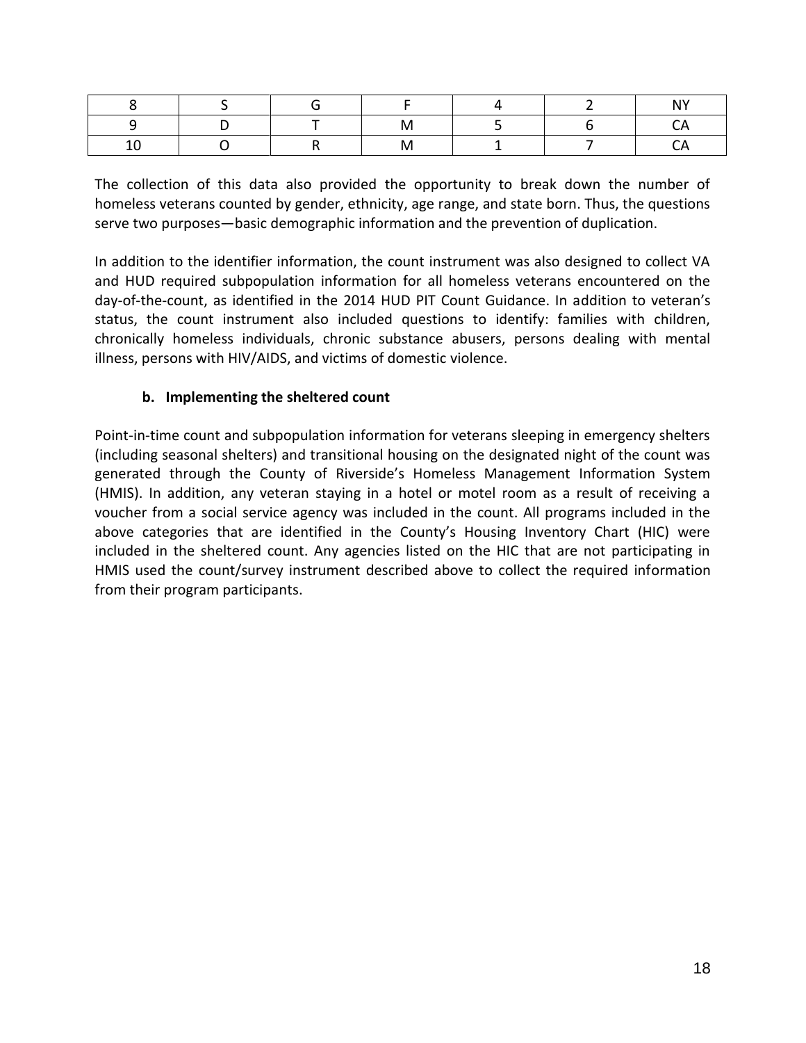| 8 | S | G | F | 4 | 2 | NY |
|---|---|---|---|---|---|---|
| 9 | D | T | M | 5 | 6 | CA |
| 10 | O | R | M | 1 | 7 | CA |

The collection of this data also provided the opportunity to break down the number of homeless veterans counted by gender, ethnicity, age range, and state born. Thus, the questions serve two purposes—basic demographic information and the prevention of duplication.

In addition to the identifier information, the count instrument was also designed to collect VA and HUD required subpopulation information for all homeless veterans encountered on the day-of-the-count, as identified in the 2014 HUD PIT Count Guidance. In addition to veteran's status, the count instrument also included questions to identify: families with children, chronically homeless individuals, chronic substance abusers, persons dealing with mental illness, persons with HIV/AIDS, and victims of domestic violence.

**b. Implementing the sheltered count**

Point-in-time count and subpopulation information for veterans sleeping in emergency shelters (including seasonal shelters) and transitional housing on the designated night of the count was generated through the County of Riverside's Homeless Management Information System (HMIS). In addition, any veteran staying in a hotel or motel room as a result of receiving a voucher from a social service agency was included in the count. All programs included in the above categories that are identified in the County's Housing Inventory Chart (HIC) were included in the sheltered count. Any agencies listed on the HIC that are not participating in HMIS used the count/survey instrument described above to collect the required information from their program participants.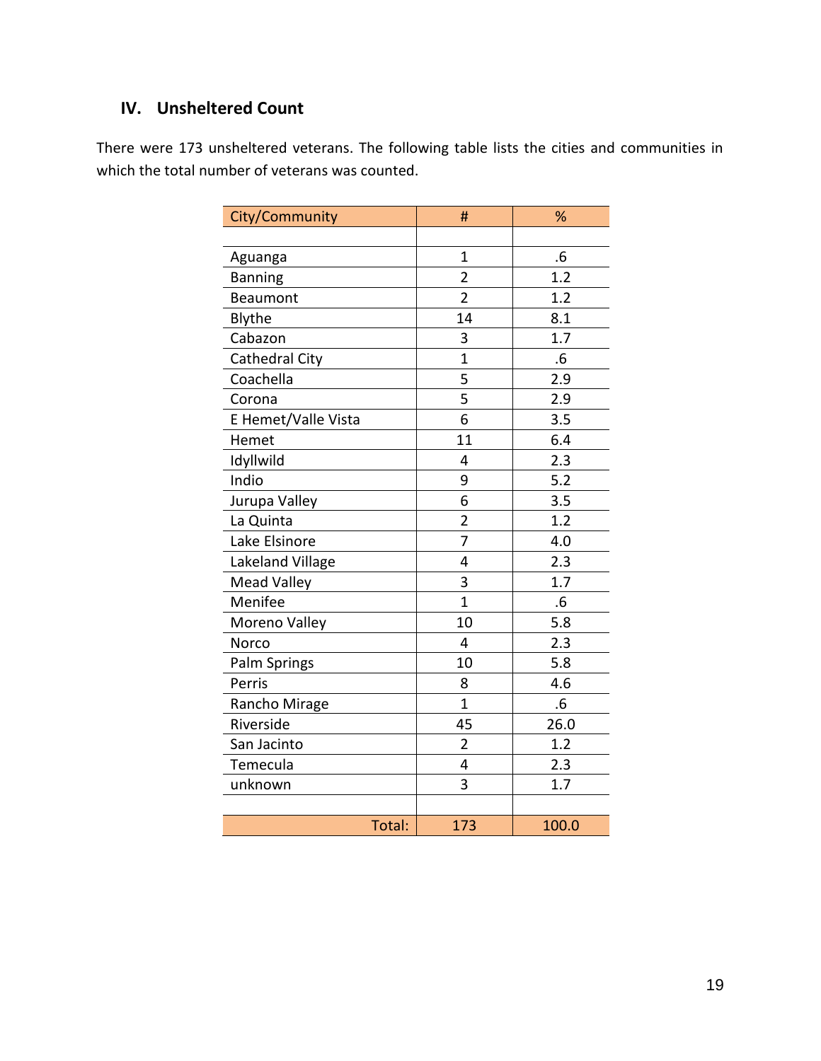## IV. Unsheltered Count

There were 173 unsheltered veterans. The following table lists the cities and communities in which the total number of veterans was counted.

| City/Community | # | % |
|---|---|---|
| | | |
| Aguanga | 1 | .6 |
| Banning | 2 | 1.2 |
| Beaumont | 2 | 1.2 |
| Blythe | 14 | 8.1 |
| Cabazon | 3 | 1.7 |
| Cathedral City | 1 | .6 |
| Coachella | 5 | 2.9 |
| Corona | 5 | 2.9 |
| E Hemet/Valle Vista | 6 | 3.5 |
| Hemet | 11 | 6.4 |
| Idyllwild | 4 | 2.3 |
| Indio | 9 | 5.2 |
| Jurupa Valley | 6 | 3.5 |
| La Quinta | 2 | 1.2 |
| Lake Elsinore | 7 | 4.0 |
| Lakeland Village | 4 | 2.3 |
| Mead Valley | 3 | 1.7 |
| Menifee | 1 | .6 |
| Moreno Valley | 10 | 5.8 |
| Norco | 4 | 2.3 |
| Palm Springs | 10 | 5.8 |
| Perris | 8 | 4.6 |
| Rancho Mirage | 1 | .6 |
| Riverside | 45 | 26.0 |
| San Jacinto | 2 | 1.2 |
| Temecula | 4 | 2.3 |
| unknown | 3 | 1.7 |
| | | |
| Total: | 173 | 100.0 |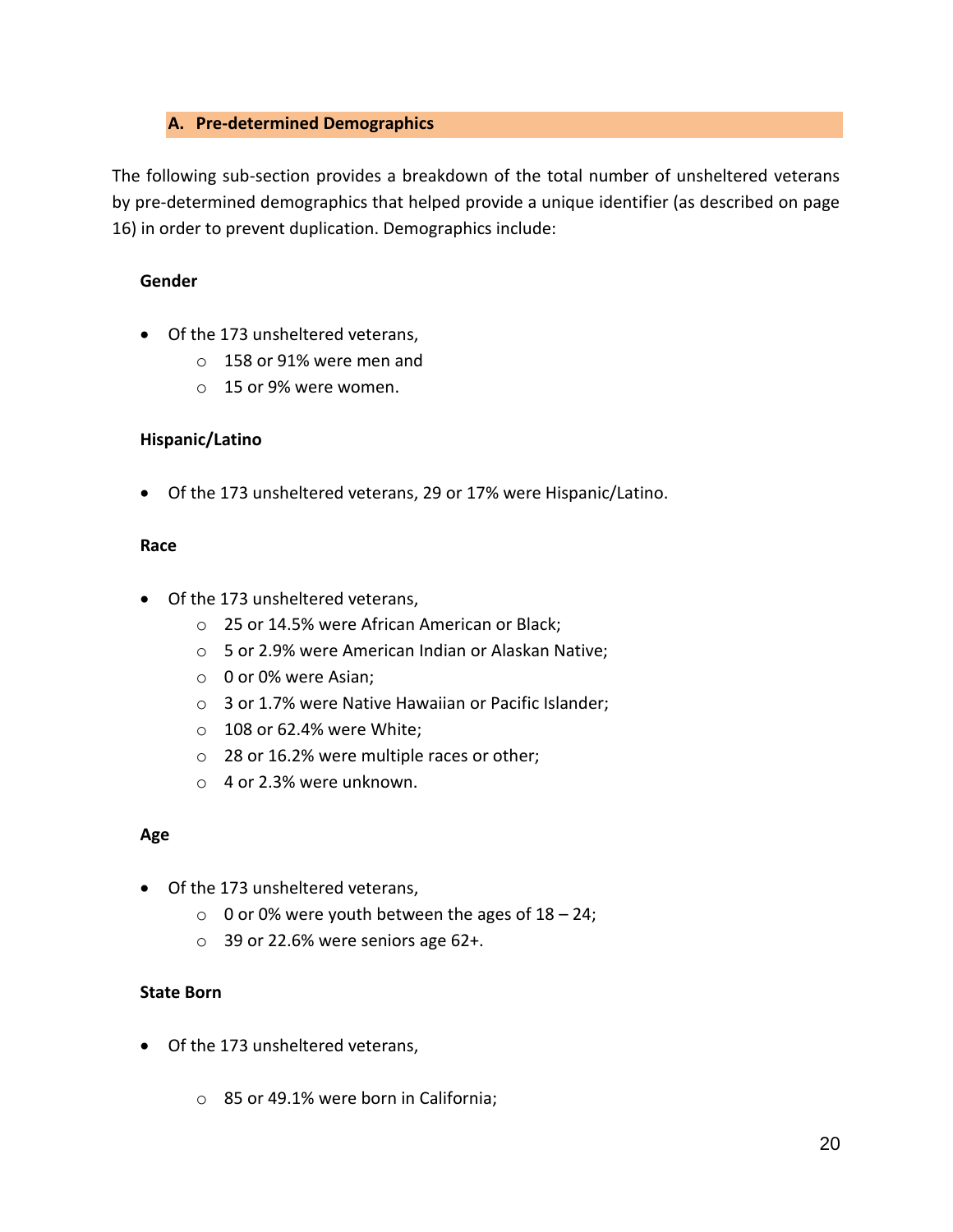### A. Pre-determined Demographics

The following sub-section provides a breakdown of the total number of unsheltered veterans by pre-determined demographics that helped provide a unique identifier (as described on page 16) in order to prevent duplication. Demographics include:

**Gender**

- Of the 173 unsheltered veterans,
  - 158 or 91% were men and
  - 15 or 9% were women.

**Hispanic/Latino**

- Of the 173 unsheltered veterans, 29 or 17% were Hispanic/Latino.

**Race**

- Of the 173 unsheltered veterans,
  - 25 or 14.5% were African American or Black;
  - 5 or 2.9% were American Indian or Alaskan Native;
  - 0 or 0% were Asian;
  - 3 or 1.7% were Native Hawaiian or Pacific Islander;
  - 108 or 62.4% were White;
  - 28 or 16.2% were multiple races or other;
  - 4 or 2.3% were unknown.

**Age**

- Of the 173 unsheltered veterans,
  - 0 or 0% were youth between the ages of 18 – 24;
  - 39 or 22.6% were seniors age 62+.

**State Born**

- Of the 173 unsheltered veterans,
  - 85 or 49.1% were born in California;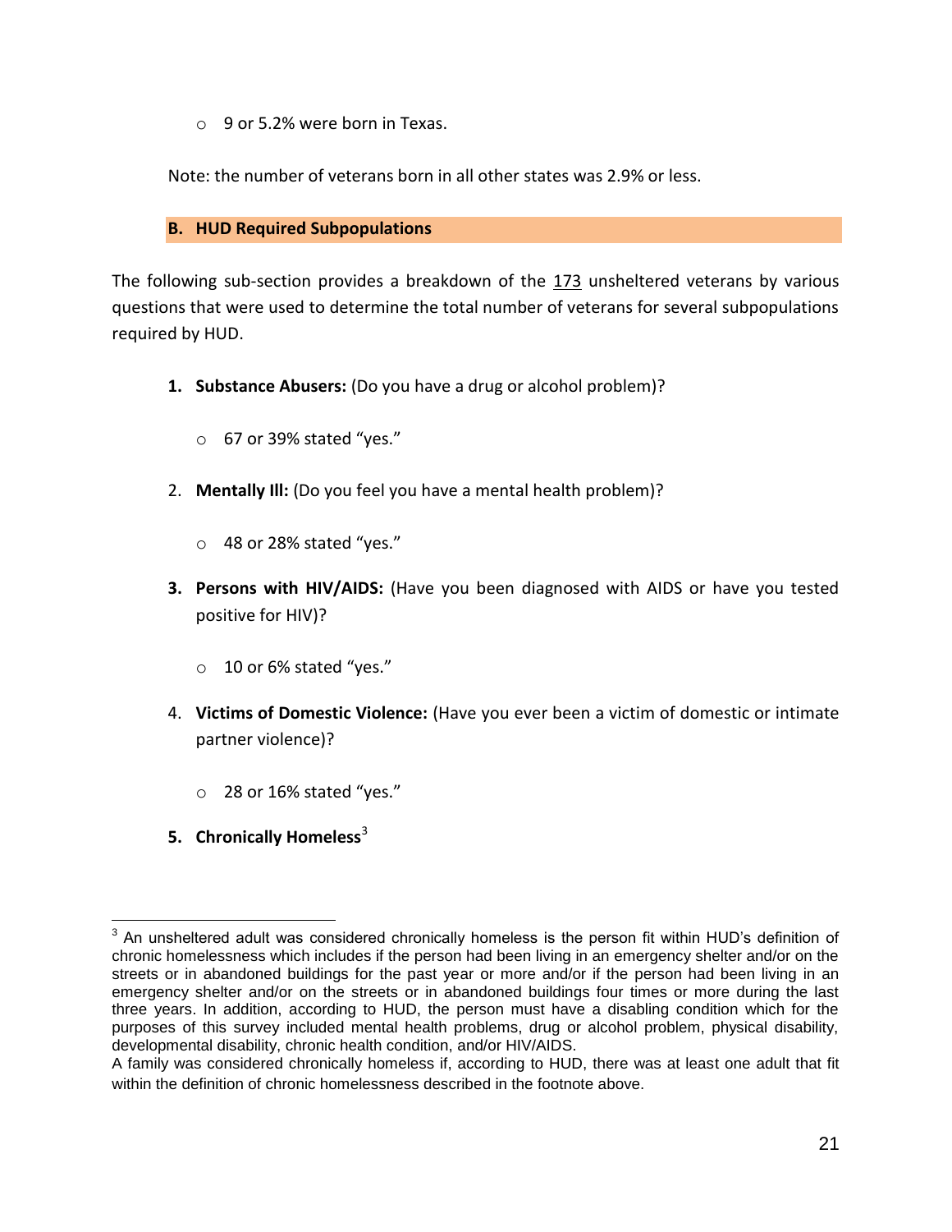- 9 or 5.2% were born in Texas.

Note: the number of veterans born in all other states was 2.9% or less.

### B. HUD Required Subpopulations

The following sub-section provides a breakdown of the 173 unsheltered veterans by various questions that were used to determine the total number of veterans for several subpopulations required by HUD.

1. **Substance Abusers:** (Do you have a drug or alcohol problem)?
   - 67 or 39% stated "yes."
2. **Mentally Ill:** (Do you feel you have a mental health problem)?
   - 48 or 28% stated "yes."
3. **Persons with HIV/AIDS:** (Have you been diagnosed with AIDS or have you tested positive for HIV)?
   - 10 or 6% stated "yes."
4. **Victims of Domestic Violence:** (Have you ever been a victim of domestic or intimate partner violence)?
   - 28 or 16% stated "yes."
5. **Chronically Homeless**[3]

[3] An unsheltered adult was considered chronically homeless is the person fit within HUD's definition of chronic homelessness which includes if the person had been living in an emergency shelter and/or on the streets or in abandoned buildings for the past year or more and/or if the person had been living in an emergency shelter and/or on the streets or in abandoned buildings four times or more during the last three years. In addition, according to HUD, the person must have a disabling condition which for the purposes of this survey included mental health problems, drug or alcohol problem, physical disability, developmental disability, chronic health condition, and/or HIV/AIDS.
A family was considered chronically homeless if, according to HUD, there was at least one adult that fit within the definition of chronic homelessness described in the footnote above.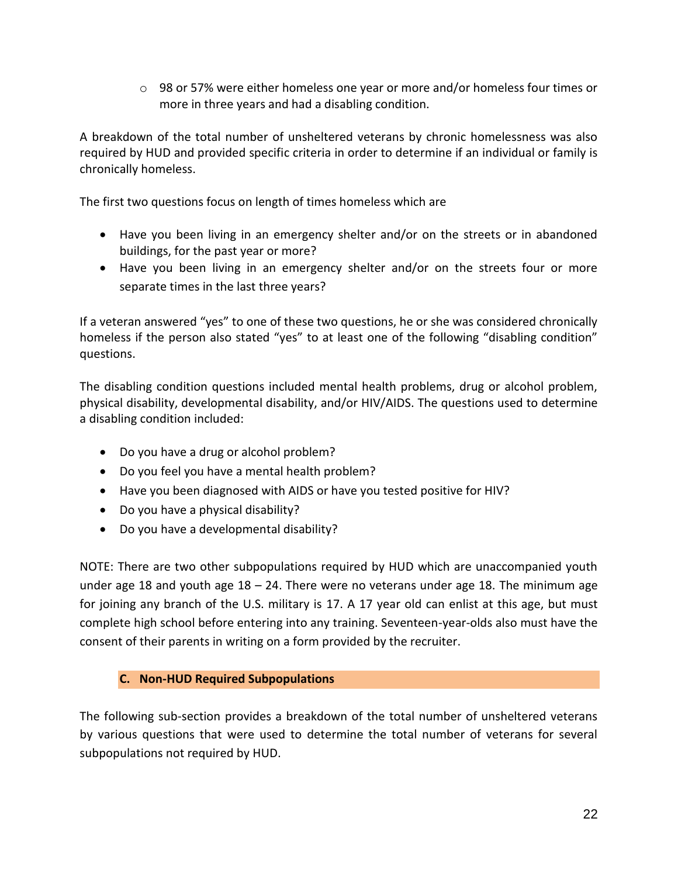- 98 or 57% were either homeless one year or more and/or homeless four times or more in three years and had a disabling condition.

A breakdown of the total number of unsheltered veterans by chronic homelessness was also required by HUD and provided specific criteria in order to determine if an individual or family is chronically homeless.

The first two questions focus on length of times homeless which are

- Have you been living in an emergency shelter and/or on the streets or in abandoned buildings, for the past year or more?
- Have you been living in an emergency shelter and/or on the streets four or more separate times in the last three years?

If a veteran answered "yes" to one of these two questions, he or she was considered chronically homeless if the person also stated "yes" to at least one of the following "disabling condition" questions.

The disabling condition questions included mental health problems, drug or alcohol problem, physical disability, developmental disability, and/or HIV/AIDS. The questions used to determine a disabling condition included:

- Do you have a drug or alcohol problem?
- Do you feel you have a mental health problem?
- Have you been diagnosed with AIDS or have you tested positive for HIV?
- Do you have a physical disability?
- Do you have a developmental disability?

NOTE: There are two other subpopulations required by HUD which are unaccompanied youth under age 18 and youth age 18 – 24. There were no veterans under age 18. The minimum age for joining any branch of the U.S. military is 17. A 17 year old can enlist at this age, but must complete high school before entering into any training. Seventeen-year-olds also must have the consent of their parents in writing on a form provided by the recruiter.

### C. Non-HUD Required Subpopulations

The following sub-section provides a breakdown of the total number of unsheltered veterans by various questions that were used to determine the total number of veterans for several subpopulations not required by HUD.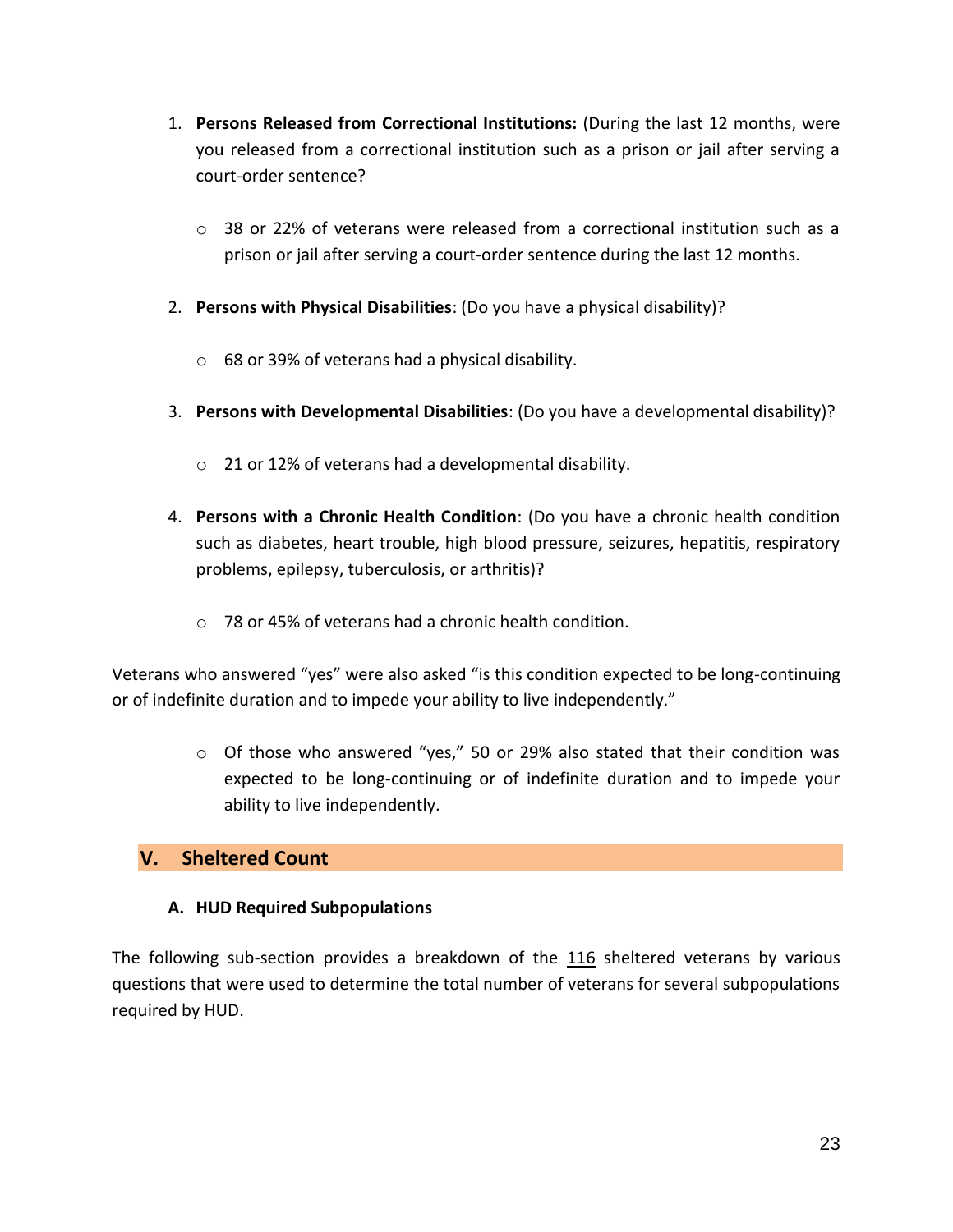1. **Persons Released from Correctional Institutions:** (During the last 12 months, were you released from a correctional institution such as a prison or jail after serving a court-order sentence?
   - 38 or 22% of veterans were released from a correctional institution such as a prison or jail after serving a court-order sentence during the last 12 months.
2. **Persons with Physical Disabilities**: (Do you have a physical disability)?
   - 68 or 39% of veterans had a physical disability.
3. **Persons with Developmental Disabilities**: (Do you have a developmental disability)?
   - 21 or 12% of veterans had a developmental disability.
4. **Persons with a Chronic Health Condition**: (Do you have a chronic health condition such as diabetes, heart trouble, high blood pressure, seizures, hepatitis, respiratory problems, epilepsy, tuberculosis, or arthritis)?
   - 78 or 45% of veterans had a chronic health condition.

Veterans who answered "yes" were also asked "is this condition expected to be long-continuing or of indefinite duration and to impede your ability to live independently."

- Of those who answered "yes," 50 or 29% also stated that their condition was expected to be long-continuing or of indefinite duration and to impede your ability to live independently.

## V. Sheltered Count

### A. HUD Required Subpopulations

The following sub-section provides a breakdown of the 116 sheltered veterans by various questions that were used to determine the total number of veterans for several subpopulations required by HUD.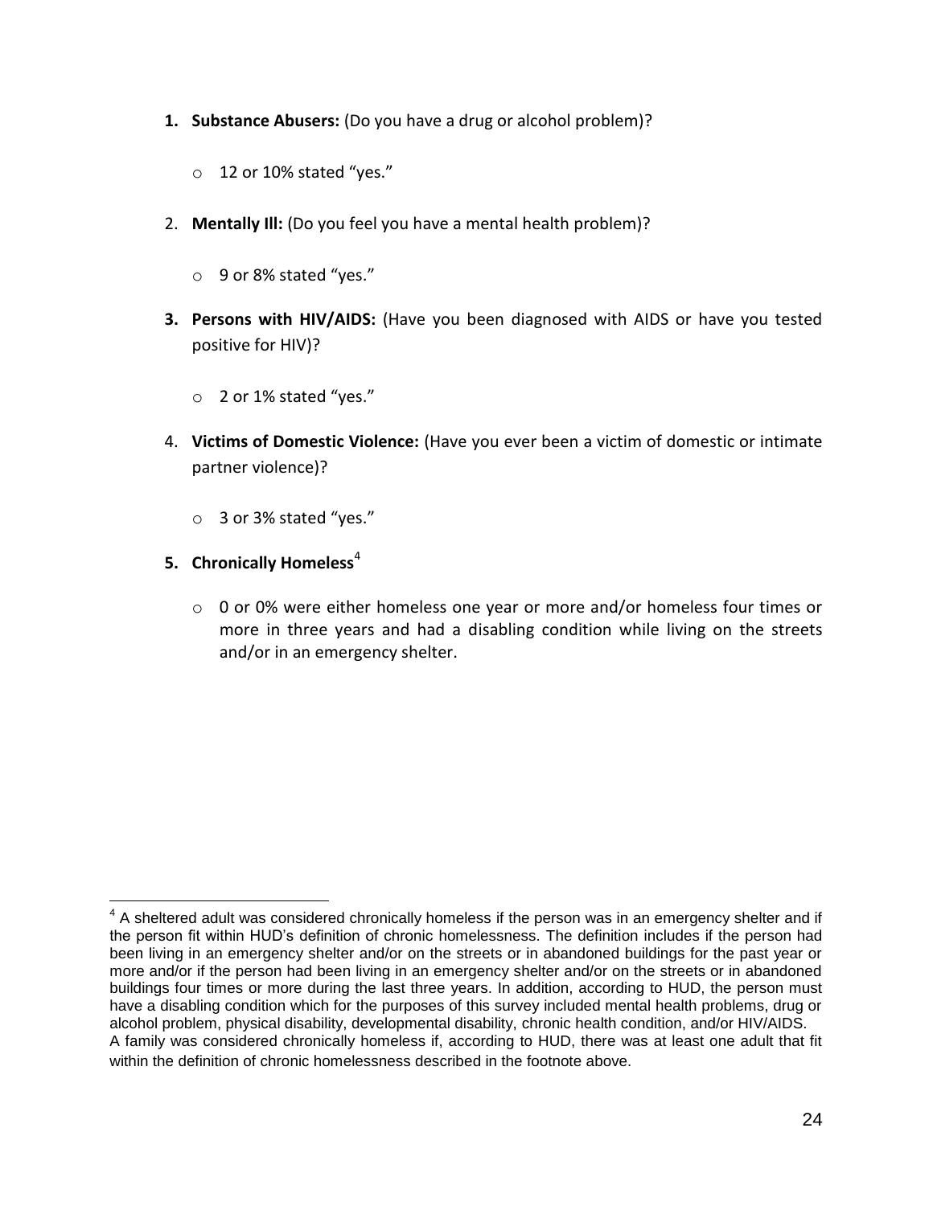1. **Substance Abusers:** (Do you have a drug or alcohol problem)?

    - 12 or 10% stated "yes."

2. **Mentally Ill:** (Do you feel you have a mental health problem)?

    - 9 or 8% stated "yes."

3. **Persons with HIV/AIDS:** (Have you been diagnosed with AIDS or have you tested positive for HIV)?

    - 2 or 1% stated "yes."

4. **Victims of Domestic Violence:** (Have you ever been a victim of domestic or intimate partner violence)?

    - 3 or 3% stated "yes."

5. **Chronically Homeless**[4]

    - 0 or 0% were either homeless one year or more and/or homeless four times or more in three years and had a disabling condition while living on the streets and/or in an emergency shelter.

---

[4] A sheltered adult was considered chronically homeless if the person was in an emergency shelter and if the person fit within HUD's definition of chronic homelessness. The definition includes if the person had been living in an emergency shelter and/or on the streets or in abandoned buildings for the past year or more and/or if the person had been living in an emergency shelter and/or on the streets or in abandoned buildings four times or more during the last three years. In addition, according to HUD, the person must have a disabling condition which for the purposes of this survey included mental health problems, drug or alcohol problem, physical disability, developmental disability, chronic health condition, and/or HIV/AIDS.
A family was considered chronically homeless if, according to HUD, there was at least one adult that fit within the definition of chronic homelessness described in the footnote above.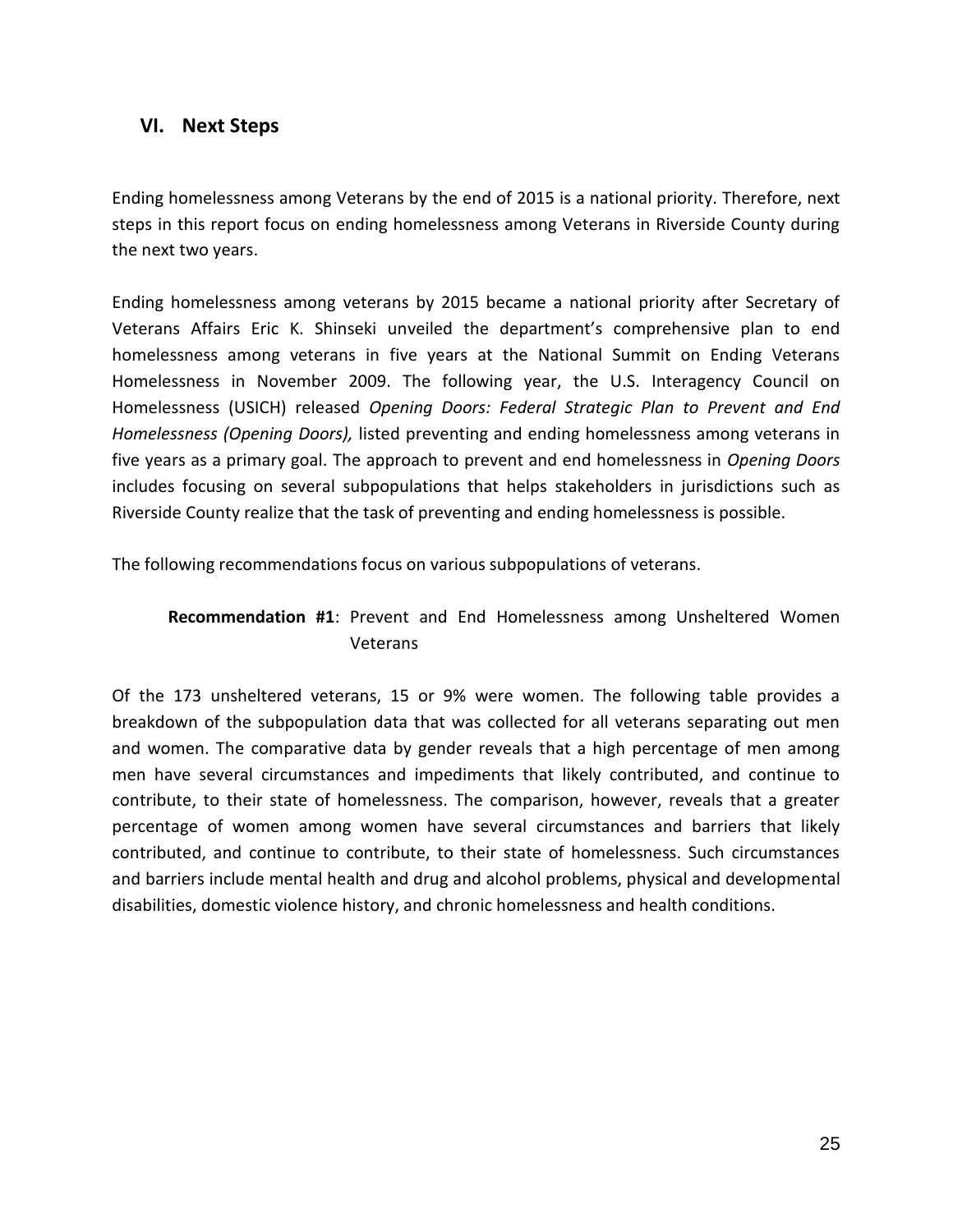## VI. Next Steps

Ending homelessness among Veterans by the end of 2015 is a national priority. Therefore, next steps in this report focus on ending homelessness among Veterans in Riverside County during the next two years.

Ending homelessness among veterans by 2015 became a national priority after Secretary of Veterans Affairs Eric K. Shinseki unveiled the department's comprehensive plan to end homelessness among veterans in five years at the National Summit on Ending Veterans Homelessness in November 2009. The following year, the U.S. Interagency Council on Homelessness (USICH) released *Opening Doors: Federal Strategic Plan to Prevent and End Homelessness (Opening Doors),* listed preventing and ending homelessness among veterans in five years as a primary goal. The approach to prevent and end homelessness in *Opening Doors* includes focusing on several subpopulations that helps stakeholders in jurisdictions such as Riverside County realize that the task of preventing and ending homelessness is possible.

The following recommendations focus on various subpopulations of veterans.

**Recommendation #1**: Prevent and End Homelessness among Unsheltered Women Veterans

Of the 173 unsheltered veterans, 15 or 9% were women. The following table provides a breakdown of the subpopulation data that was collected for all veterans separating out men and women. The comparative data by gender reveals that a high percentage of men among men have several circumstances and impediments that likely contributed, and continue to contribute, to their state of homelessness. The comparison, however, reveals that a greater percentage of women among women have several circumstances and barriers that likely contributed, and continue to contribute, to their state of homelessness. Such circumstances and barriers include mental health and drug and alcohol problems, physical and developmental disabilities, domestic violence history, and chronic homelessness and health conditions.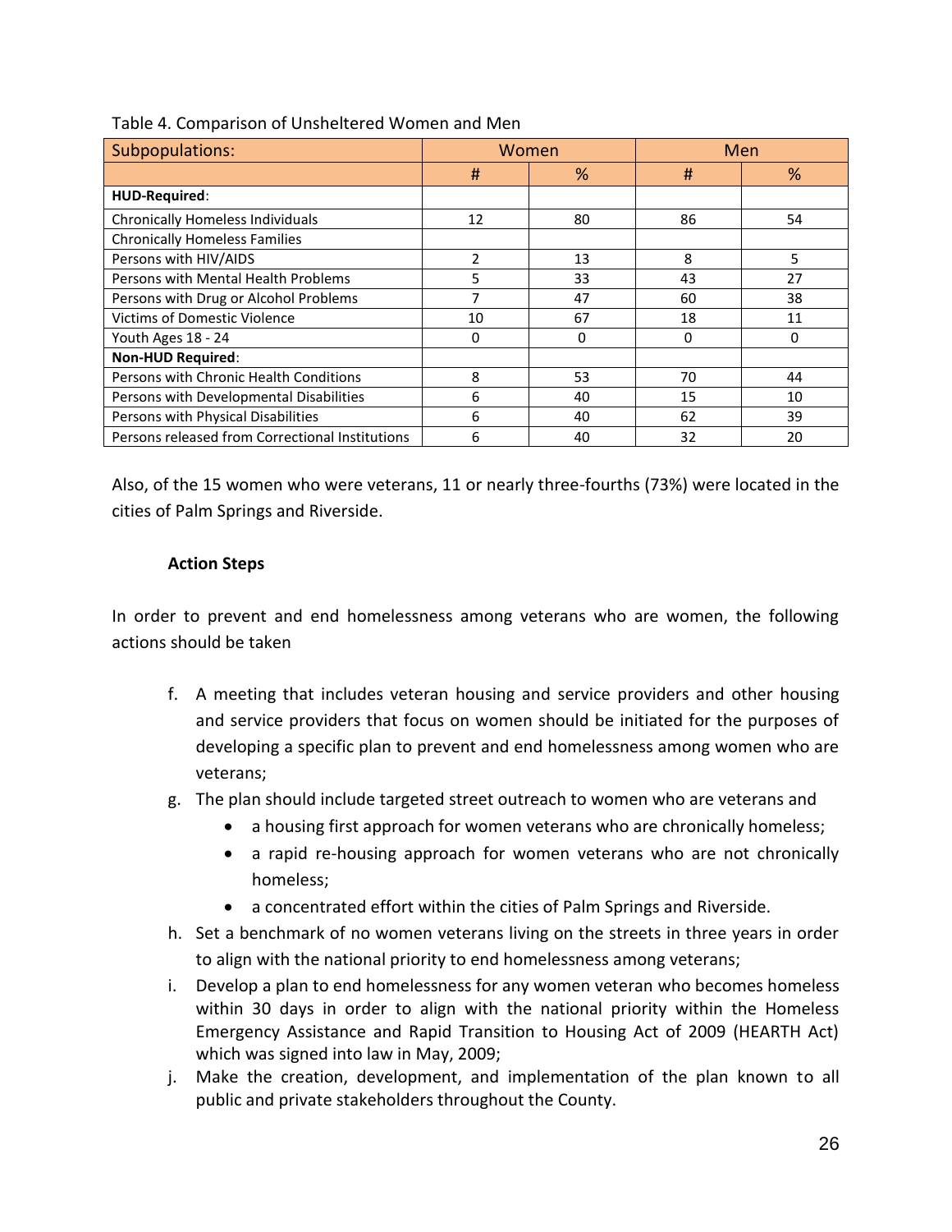Table 4. Comparison of Unsheltered Women and Men

| Subpopulations: | Women | | Men | |
|---|---|---|---|---|
| | # | % | # | % |
| **HUD-Required**: | | | | |
| Chronically Homeless Individuals | 12 | 80 | 86 | 54 |
| Chronically Homeless Families | | | | |
| Persons with HIV/AIDS | 2 | 13 | 8 | 5 |
| Persons with Mental Health Problems | 5 | 33 | 43 | 27 |
| Persons with Drug or Alcohol Problems | 7 | 47 | 60 | 38 |
| Victims of Domestic Violence | 10 | 67 | 18 | 11 |
| Youth Ages 18 - 24 | 0 | 0 | 0 | 0 |
| **Non-HUD Required**: | | | | |
| Persons with Chronic Health Conditions | 8 | 53 | 70 | 44 |
| Persons with Developmental Disabilities | 6 | 40 | 15 | 10 |
| Persons with Physical Disabilities | 6 | 40 | 62 | 39 |
| Persons released from Correctional Institutions | 6 | 40 | 32 | 20 |

Also, of the 15 women who were veterans, 11 or nearly three-fourths (73%) were located in the cities of Palm Springs and Riverside.

**Action Steps**

In order to prevent and end homelessness among veterans who are women, the following actions should be taken

f. A meeting that includes veteran housing and service providers and other housing and service providers that focus on women should be initiated for the purposes of developing a specific plan to prevent and end homelessness among women who are veterans;
g. The plan should include targeted street outreach to women who are veterans and
   - a housing first approach for women veterans who are chronically homeless;
   - a rapid re-housing approach for women veterans who are not chronically homeless;
   - a concentrated effort within the cities of Palm Springs and Riverside.
h. Set a benchmark of no women veterans living on the streets in three years in order to align with the national priority to end homelessness among veterans;
i. Develop a plan to end homelessness for any women veteran who becomes homeless within 30 days in order to align with the national priority within the Homeless Emergency Assistance and Rapid Transition to Housing Act of 2009 (HEARTH Act) which was signed into law in May, 2009;
j. Make the creation, development, and implementation of the plan known to all public and private stakeholders throughout the County.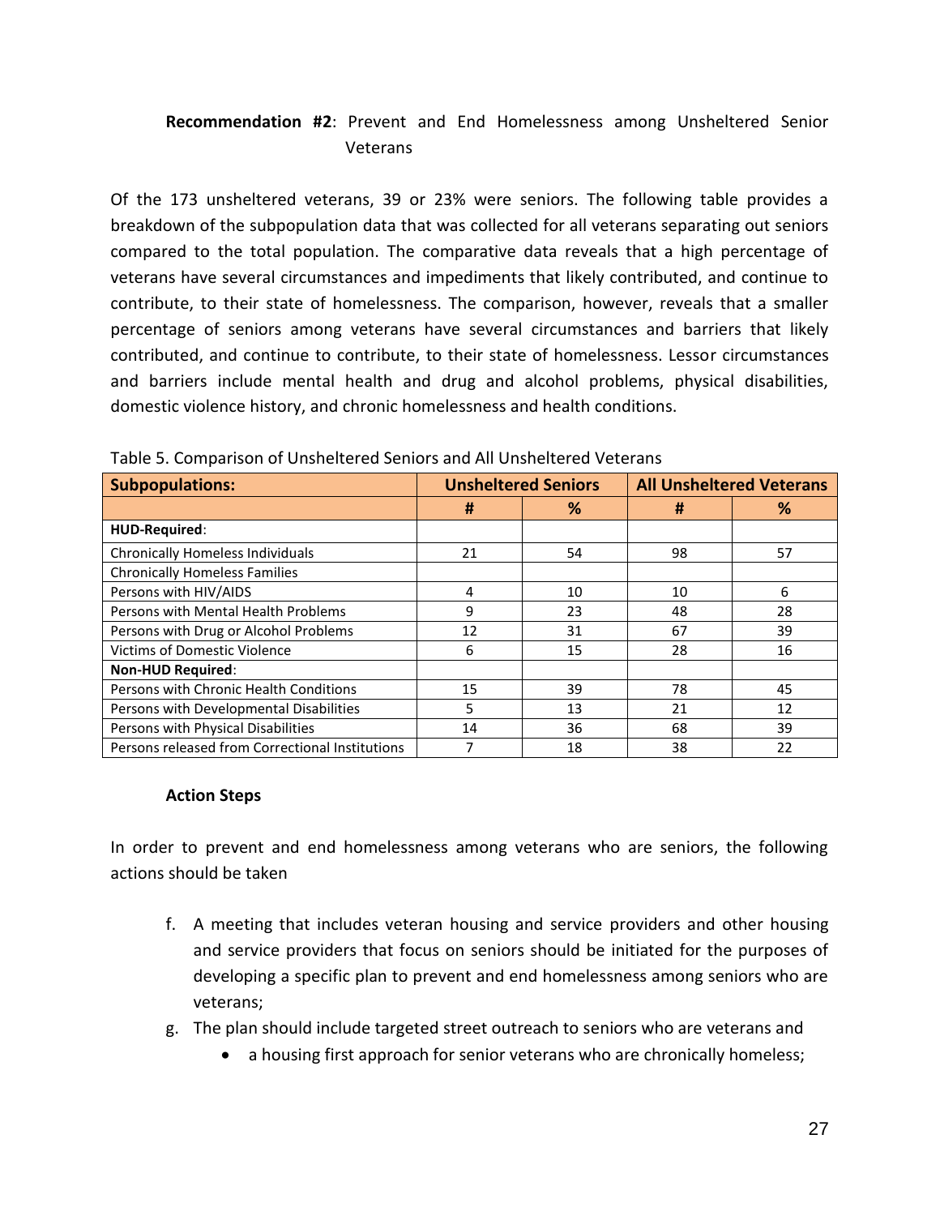**Recommendation #2**: Prevent and End Homelessness among Unsheltered Senior Veterans

Of the 173 unsheltered veterans, 39 or 23% were seniors. The following table provides a breakdown of the subpopulation data that was collected for all veterans separating out seniors compared to the total population. The comparative data reveals that a high percentage of veterans have several circumstances and impediments that likely contributed, and continue to contribute, to their state of homelessness. The comparison, however, reveals that a smaller percentage of seniors among veterans have several circumstances and barriers that likely contributed, and continue to contribute, to their state of homelessness. Lessor circumstances and barriers include mental health and drug and alcohol problems, physical disabilities, domestic violence history, and chronic homelessness and health conditions.

Table 5. Comparison of Unsheltered Seniors and All Unsheltered Veterans

| **Subpopulations:** | **Unsheltered Seniors** | | **All Unsheltered Veterans** | |
|---|---|---|---|---|
| | **#** | **%** | **#** | **%** |
| **HUD-Required**: | | | | |
| Chronically Homeless Individuals | 21 | 54 | 98 | 57 |
| Chronically Homeless Families | | | | |
| Persons with HIV/AIDS | 4 | 10 | 10 | 6 |
| Persons with Mental Health Problems | 9 | 23 | 48 | 28 |
| Persons with Drug or Alcohol Problems | 12 | 31 | 67 | 39 |
| Victims of Domestic Violence | 6 | 15 | 28 | 16 |
| **Non-HUD Required**: | | | | |
| Persons with Chronic Health Conditions | 15 | 39 | 78 | 45 |
| Persons with Developmental Disabilities | 5 | 13 | 21 | 12 |
| Persons with Physical Disabilities | 14 | 36 | 68 | 39 |
| Persons released from Correctional Institutions | 7 | 18 | 38 | 22 |

**Action Steps**

In order to prevent and end homelessness among veterans who are seniors, the following actions should be taken

f. A meeting that includes veteran housing and service providers and other housing and service providers that focus on seniors should be initiated for the purposes of developing a specific plan to prevent and end homelessness among seniors who are veterans;
g. The plan should include targeted street outreach to seniors who are veterans and
    - a housing first approach for senior veterans who are chronically homeless;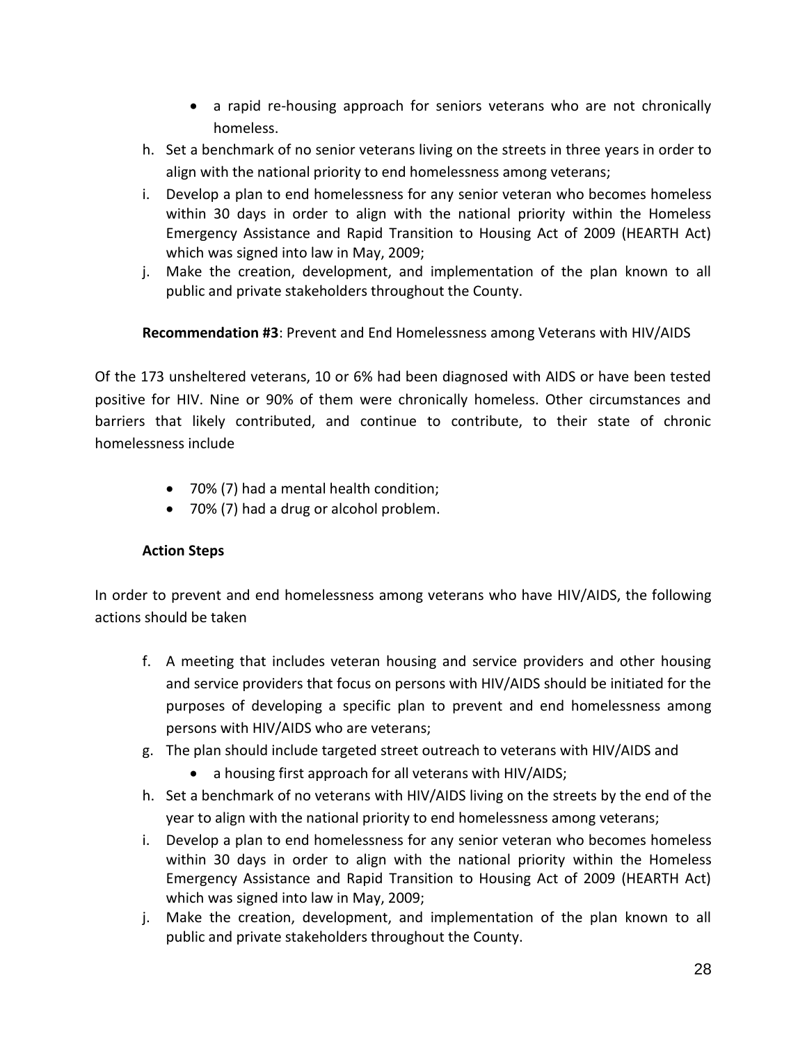- a rapid re-housing approach for seniors veterans who are not chronically homeless.

h. Set a benchmark of no senior veterans living on the streets in three years in order to align with the national priority to end homelessness among veterans;
i. Develop a plan to end homelessness for any senior veteran who becomes homeless within 30 days in order to align with the national priority within the Homeless Emergency Assistance and Rapid Transition to Housing Act of 2009 (HEARTH Act) which was signed into law in May, 2009;
j. Make the creation, development, and implementation of the plan known to all public and private stakeholders throughout the County.

**Recommendation #3**: Prevent and End Homelessness among Veterans with HIV/AIDS

Of the 173 unsheltered veterans, 10 or 6% had been diagnosed with AIDS or have been tested positive for HIV. Nine or 90% of them were chronically homeless. Other circumstances and barriers that likely contributed, and continue to contribute, to their state of chronic homelessness include

- 70% (7) had a mental health condition;
- 70% (7) had a drug or alcohol problem.

**Action Steps**

In order to prevent and end homelessness among veterans who have HIV/AIDS, the following actions should be taken

f. A meeting that includes veteran housing and service providers and other housing and service providers that focus on persons with HIV/AIDS should be initiated for the purposes of developing a specific plan to prevent and end homelessness among persons with HIV/AIDS who are veterans;
g. The plan should include targeted street outreach to veterans with HIV/AIDS and
    - a housing first approach for all veterans with HIV/AIDS;
h. Set a benchmark of no veterans with HIV/AIDS living on the streets by the end of the year to align with the national priority to end homelessness among veterans;
i. Develop a plan to end homelessness for any senior veteran who becomes homeless within 30 days in order to align with the national priority within the Homeless Emergency Assistance and Rapid Transition to Housing Act of 2009 (HEARTH Act) which was signed into law in May, 2009;
j. Make the creation, development, and implementation of the plan known to all public and private stakeholders throughout the County.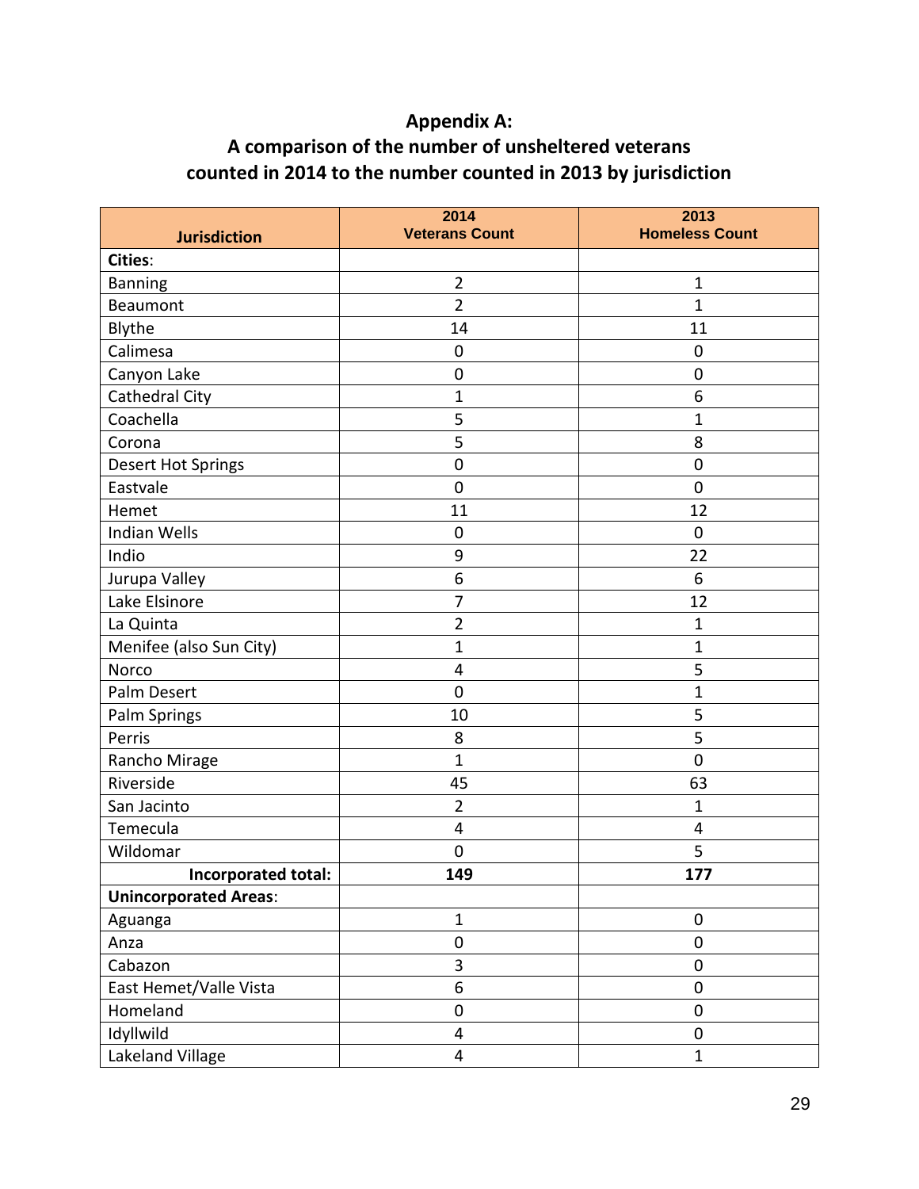**Appendix A:**
**A comparison of the number of unsheltered veterans counted in 2014 to the number counted in 2013 by jurisdiction**

| Jurisdiction | 2014 Veterans Count | 2013 Homeless Count |
|---|---|---|
| **Cities**: | | |
| Banning | 2 | 1 |
| Beaumont | 2 | 1 |
| Blythe | 14 | 11 |
| Calimesa | 0 | 0 |
| Canyon Lake | 0 | 0 |
| Cathedral City | 1 | 6 |
| Coachella | 5 | 1 |
| Corona | 5 | 8 |
| Desert Hot Springs | 0 | 0 |
| Eastvale | 0 | 0 |
| Hemet | 11 | 12 |
| Indian Wells | 0 | 0 |
| Indio | 9 | 22 |
| Jurupa Valley | 6 | 6 |
| Lake Elsinore | 7 | 12 |
| La Quinta | 2 | 1 |
| Menifee (also Sun City) | 1 | 1 |
| Norco | 4 | 5 |
| Palm Desert | 0 | 1 |
| Palm Springs | 10 | 5 |
| Perris | 8 | 5 |
| Rancho Mirage | 1 | 0 |
| Riverside | 45 | 63 |
| San Jacinto | 2 | 1 |
| Temecula | 4 | 4 |
| Wildomar | 0 | 5 |
| **Incorporated total:** | **149** | **177** |
| **Unincorporated Areas**: | | |
| Aguanga | 1 | 0 |
| Anza | 0 | 0 |
| Cabazon | 3 | 0 |
| East Hemet/Valle Vista | 6 | 0 |
| Homeland | 0 | 0 |
| Idyllwild | 4 | 0 |
| Lakeland Village | 4 | 1 |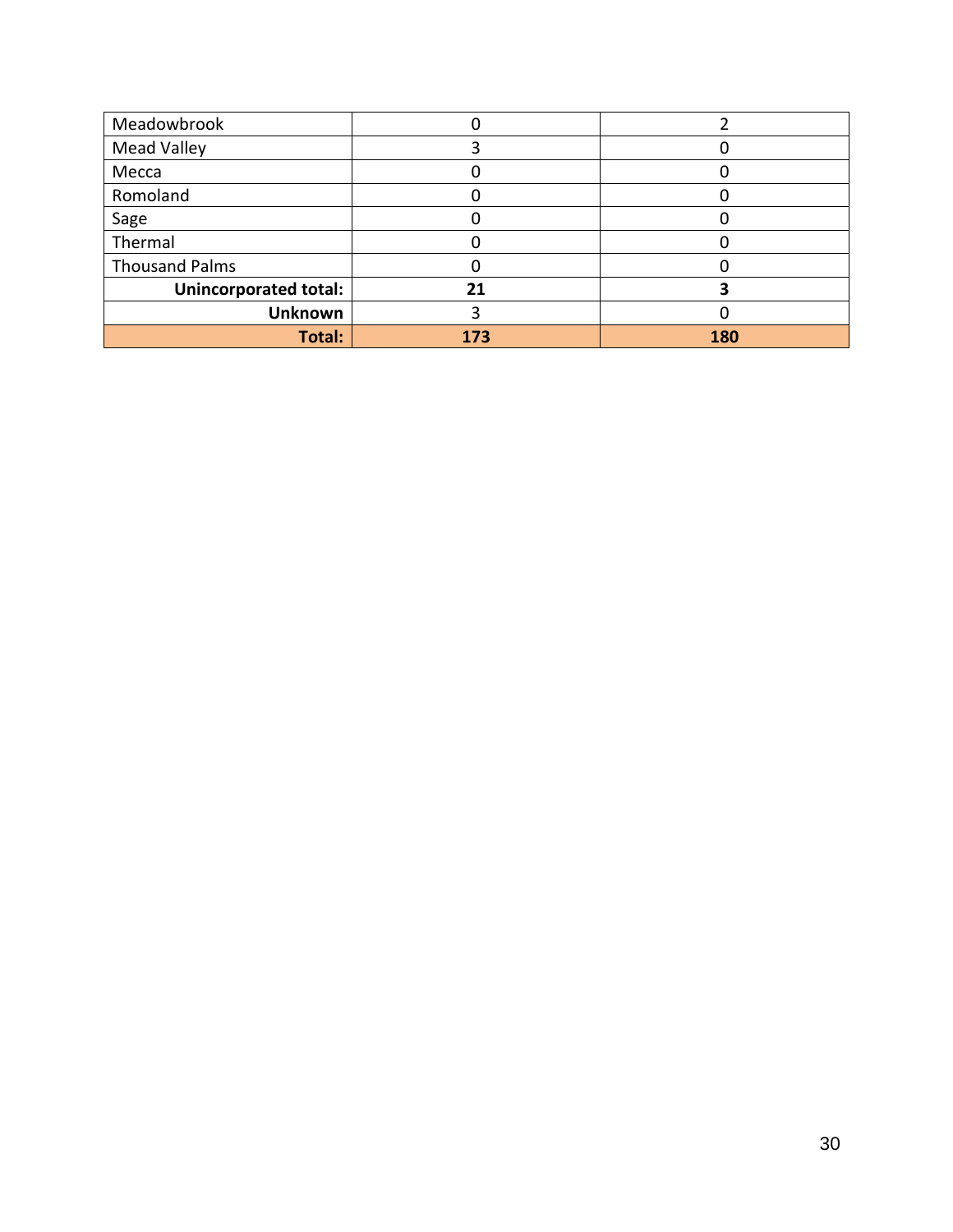| Meadowbrook | 0 | 2 |
|---|---|---|
| Mead Valley | 3 | 0 |
| Mecca | 0 | 0 |
| Romoland | 0 | 0 |
| Sage | 0 | 0 |
| Thermal | 0 | 0 |
| Thousand Palms | 0 | 0 |
| **Unincorporated total:** | **21** | **3** |
| **Unknown** | 3 | 0 |
| **Total:** | **173** | **180** |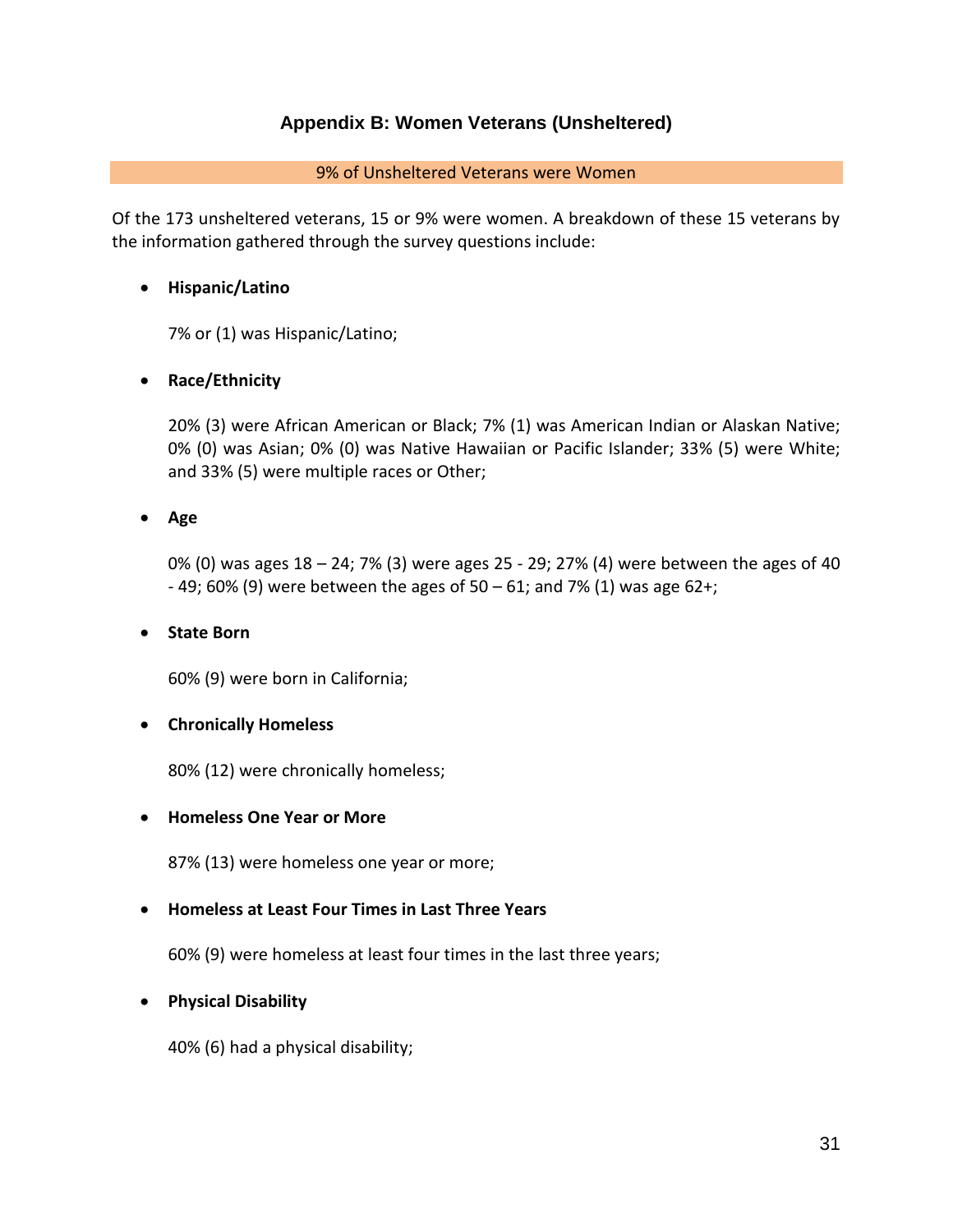## Appendix B: Women Veterans (Unsheltered)

9% of Unsheltered Veterans were Women

Of the 173 unsheltered veterans, 15 or 9% were women. A breakdown of these 15 veterans by the information gathered through the survey questions include:

- **Hispanic/Latino**

  7% or (1) was Hispanic/Latino;

- **Race/Ethnicity**

  20% (3) were African American or Black; 7% (1) was American Indian or Alaskan Native; 0% (0) was Asian; 0% (0) was Native Hawaiian or Pacific Islander; 33% (5) were White; and 33% (5) were multiple races or Other;

- **Age**

  0% (0) was ages 18 – 24; 7% (3) were ages 25 - 29; 27% (4) were between the ages of 40 - 49; 60% (9) were between the ages of 50 – 61; and 7% (1) was age 62+;

- **State Born**

  60% (9) were born in California;

- **Chronically Homeless**

  80% (12) were chronically homeless;

- **Homeless One Year or More**

  87% (13) were homeless one year or more;

- **Homeless at Least Four Times in Last Three Years**

  60% (9) were homeless at least four times in the last three years;

- **Physical Disability**

  40% (6) had a physical disability;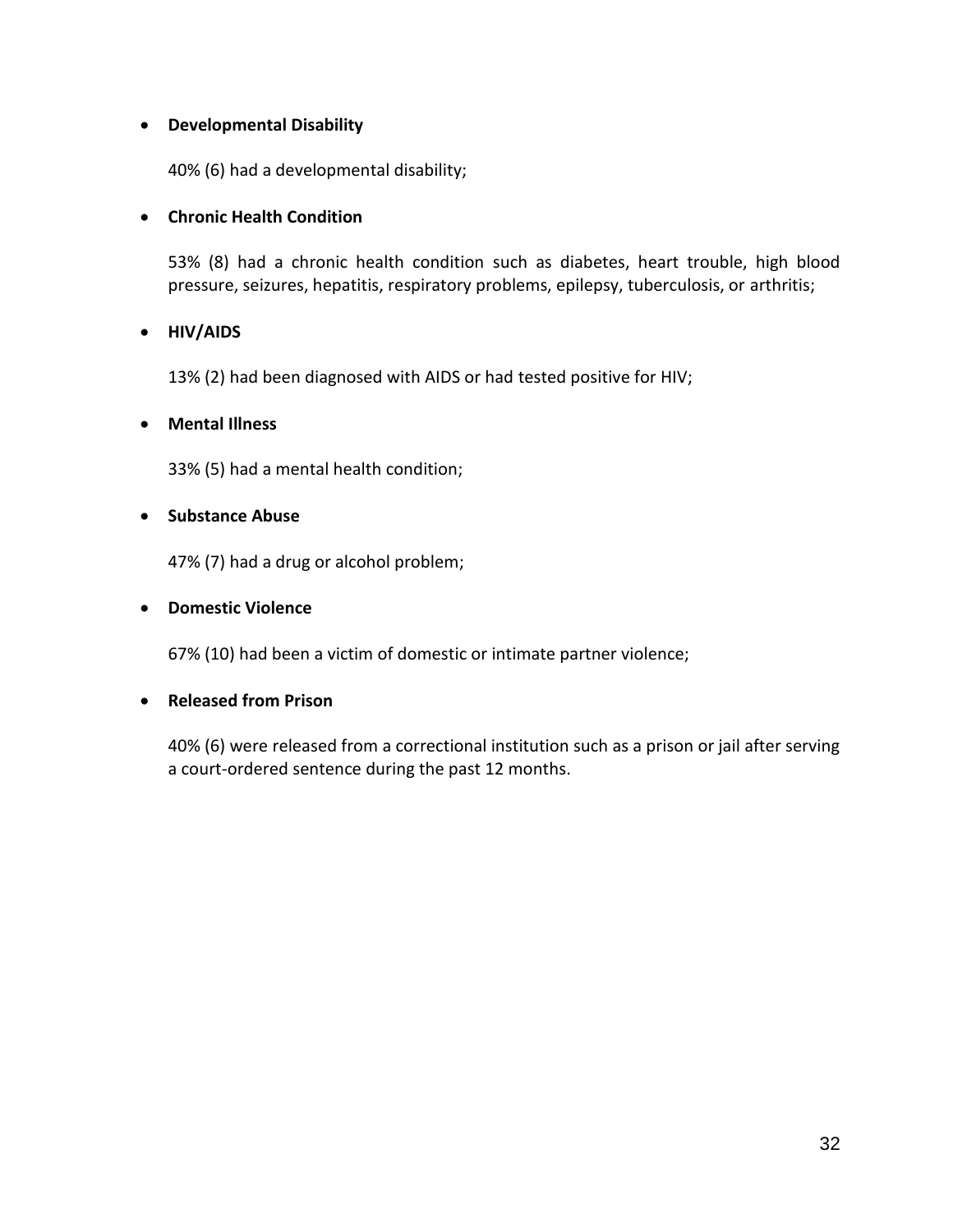- **Developmental Disability**

  40% (6) had a developmental disability;

- **Chronic Health Condition**

  53% (8) had a chronic health condition such as diabetes, heart trouble, high blood pressure, seizures, hepatitis, respiratory problems, epilepsy, tuberculosis, or arthritis;

- **HIV/AIDS**

  13% (2) had been diagnosed with AIDS or had tested positive for HIV;

- **Mental Illness**

  33% (5) had a mental health condition;

- **Substance Abuse**

  47% (7) had a drug or alcohol problem;

- **Domestic Violence**

  67% (10) had been a victim of domestic or intimate partner violence;

- **Released from Prison**

  40% (6) were released from a correctional institution such as a prison or jail after serving a court-ordered sentence during the past 12 months.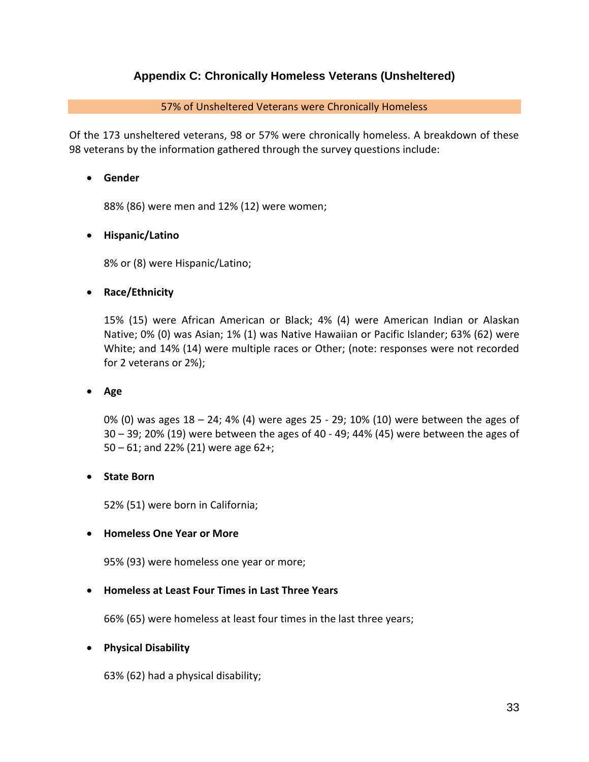## Appendix C: Chronically Homeless Veterans (Unsheltered)

57% of Unsheltered Veterans were Chronically Homeless

Of the 173 unsheltered veterans, 98 or 57% were chronically homeless. A breakdown of these 98 veterans by the information gathered through the survey questions include:

- **Gender**

  88% (86) were men and 12% (12) were women;

- **Hispanic/Latino**

  8% or (8) were Hispanic/Latino;

- **Race/Ethnicity**

  15% (15) were African American or Black; 4% (4) were American Indian or Alaskan Native; 0% (0) was Asian; 1% (1) was Native Hawaiian or Pacific Islander; 63% (62) were White; and 14% (14) were multiple races or Other; (note: responses were not recorded for 2 veterans or 2%);

- **Age**

  0% (0) was ages 18 – 24; 4% (4) were ages 25 - 29; 10% (10) were between the ages of 30 – 39; 20% (19) were between the ages of 40 - 49; 44% (45) were between the ages of 50 – 61; and 22% (21) were age 62+;

- **State Born**

  52% (51) were born in California;

- **Homeless One Year or More**

  95% (93) were homeless one year or more;

- **Homeless at Least Four Times in Last Three Years**

  66% (65) were homeless at least four times in the last three years;

- **Physical Disability**

  63% (62) had a physical disability;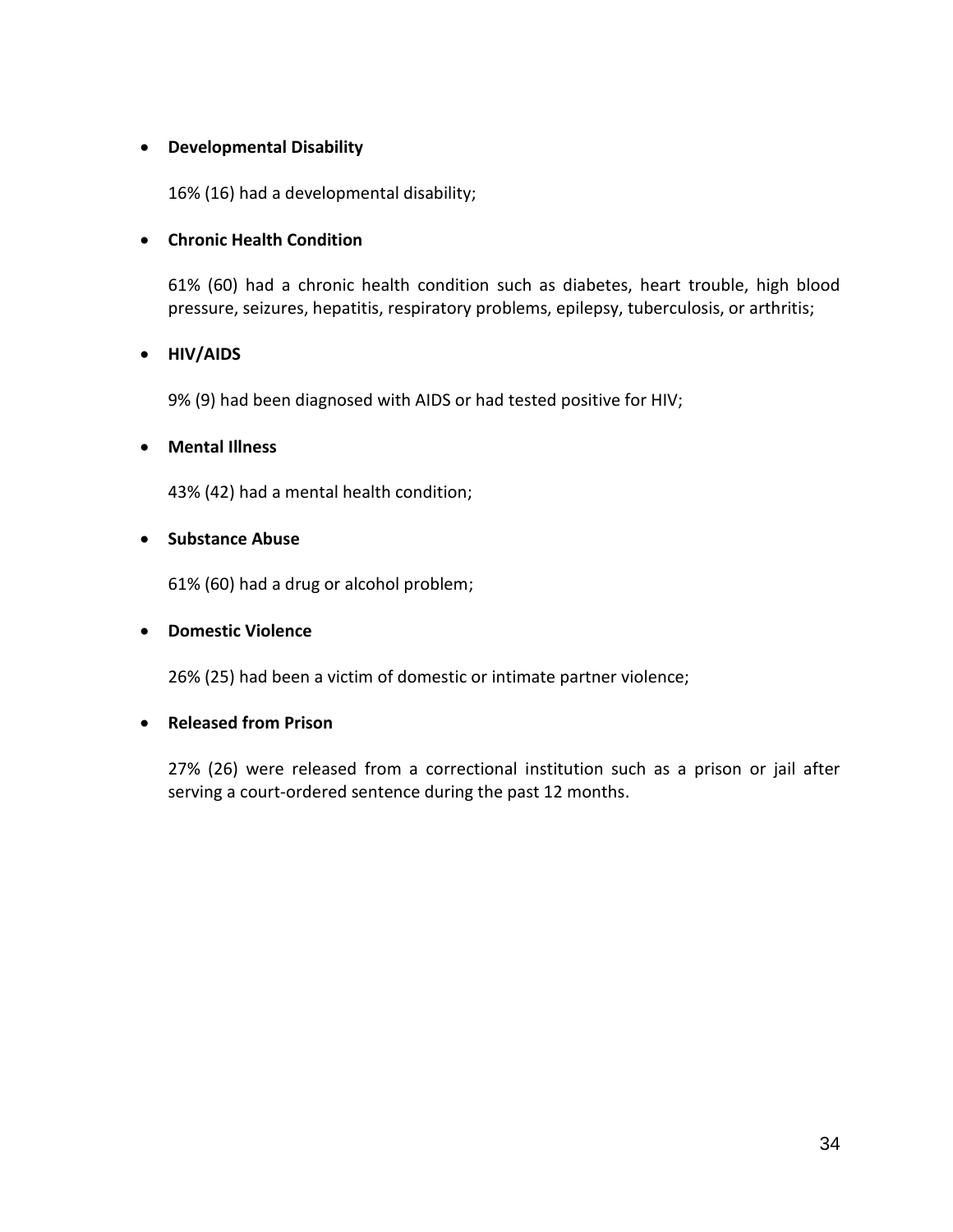- **Developmental Disability**

  16% (16) had a developmental disability;

- **Chronic Health Condition**

  61% (60) had a chronic health condition such as diabetes, heart trouble, high blood pressure, seizures, hepatitis, respiratory problems, epilepsy, tuberculosis, or arthritis;

- **HIV/AIDS**

  9% (9) had been diagnosed with AIDS or had tested positive for HIV;

- **Mental Illness**

  43% (42) had a mental health condition;

- **Substance Abuse**

  61% (60) had a drug or alcohol problem;

- **Domestic Violence**

  26% (25) had been a victim of domestic or intimate partner violence;

- **Released from Prison**

  27% (26) were released from a correctional institution such as a prison or jail after serving a court-ordered sentence during the past 12 months.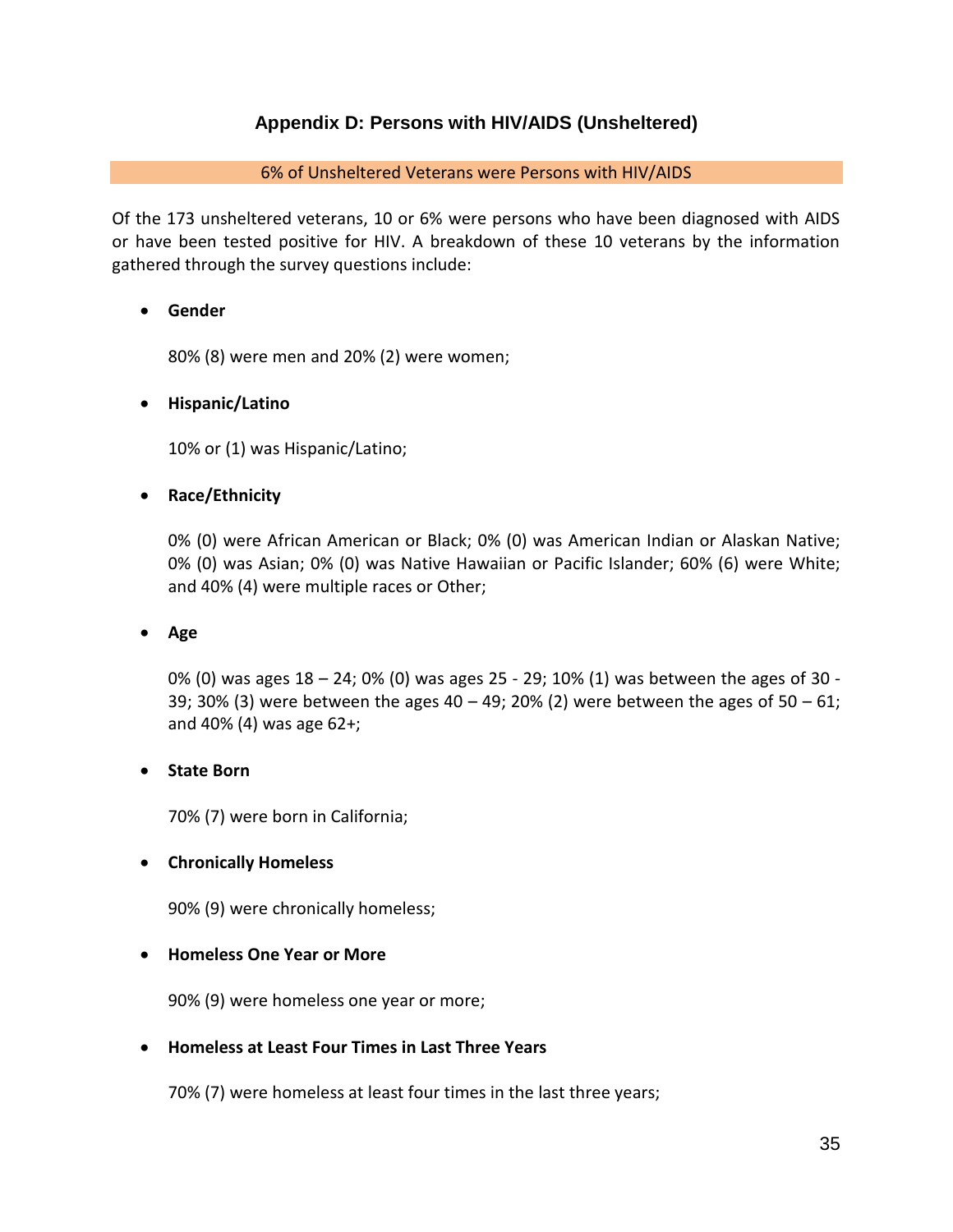## Appendix D: Persons with HIV/AIDS (Unsheltered)

**6% of Unsheltered Veterans were Persons with HIV/AIDS**

Of the 173 unsheltered veterans, 10 or 6% were persons who have been diagnosed with AIDS or have been tested positive for HIV. A breakdown of these 10 veterans by the information gathered through the survey questions include:

- **Gender**

  80% (8) were men and 20% (2) were women;

- **Hispanic/Latino**

  10% or (1) was Hispanic/Latino;

- **Race/Ethnicity**

  0% (0) were African American or Black; 0% (0) was American Indian or Alaskan Native; 0% (0) was Asian; 0% (0) was Native Hawaiian or Pacific Islander; 60% (6) were White; and 40% (4) were multiple races or Other;

- **Age**

  0% (0) was ages 18 – 24; 0% (0) was ages 25 - 29; 10% (1) was between the ages of 30 - 39; 30% (3) were between the ages 40 – 49; 20% (2) were between the ages of 50 – 61; and 40% (4) was age 62+;

- **State Born**

  70% (7) were born in California;

- **Chronically Homeless**

  90% (9) were chronically homeless;

- **Homeless One Year or More**

  90% (9) were homeless one year or more;

- **Homeless at Least Four Times in Last Three Years**

  70% (7) were homeless at least four times in the last three years;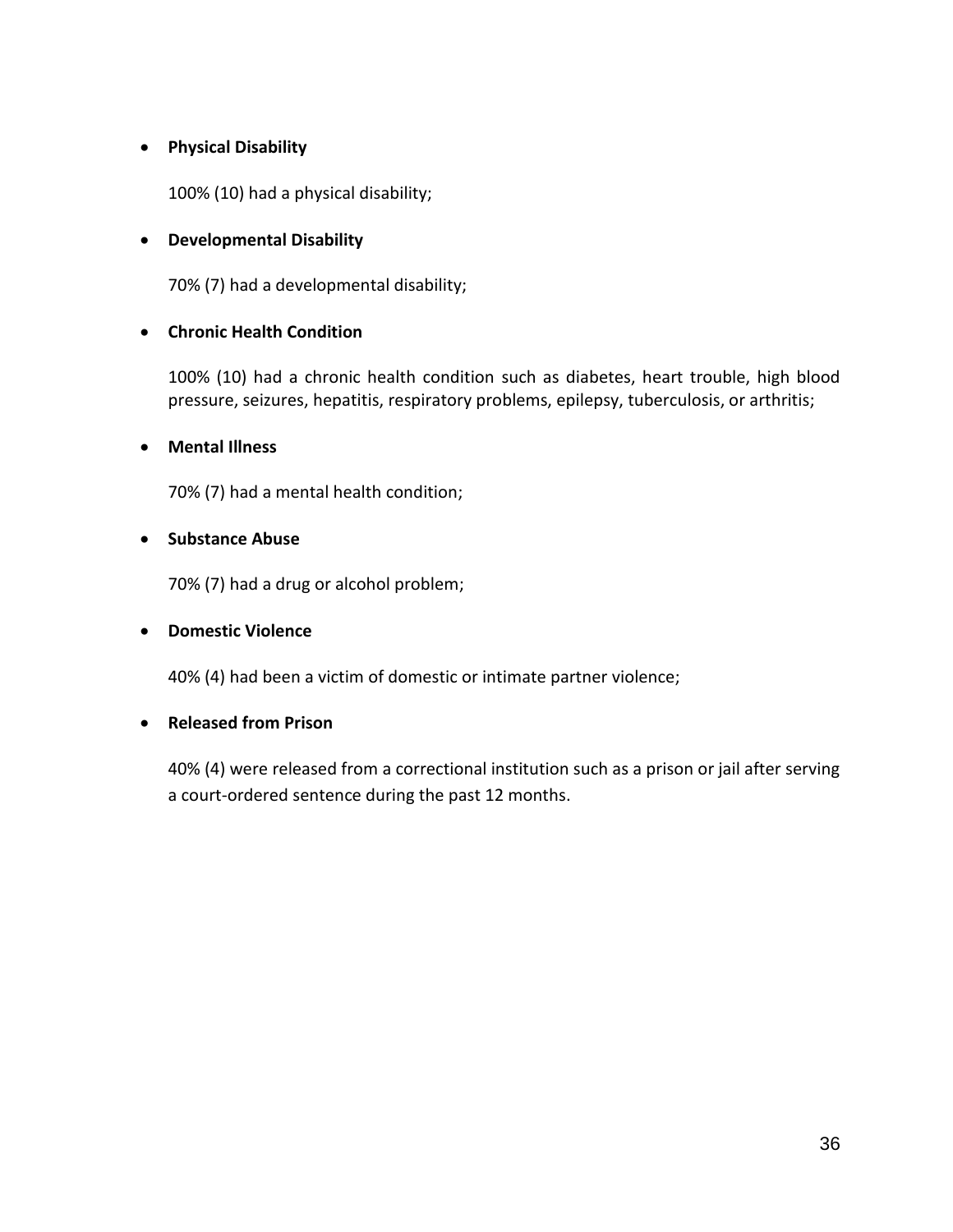- **Physical Disability**

  100% (10) had a physical disability;

- **Developmental Disability**

  70% (7) had a developmental disability;

- **Chronic Health Condition**

  100% (10) had a chronic health condition such as diabetes, heart trouble, high blood pressure, seizures, hepatitis, respiratory problems, epilepsy, tuberculosis, or arthritis;

- **Mental Illness**

  70% (7) had a mental health condition;

- **Substance Abuse**

  70% (7) had a drug or alcohol problem;

- **Domestic Violence**

  40% (4) had been a victim of domestic or intimate partner violence;

- **Released from Prison**

  40% (4) were released from a correctional institution such as a prison or jail after serving a court-ordered sentence during the past 12 months.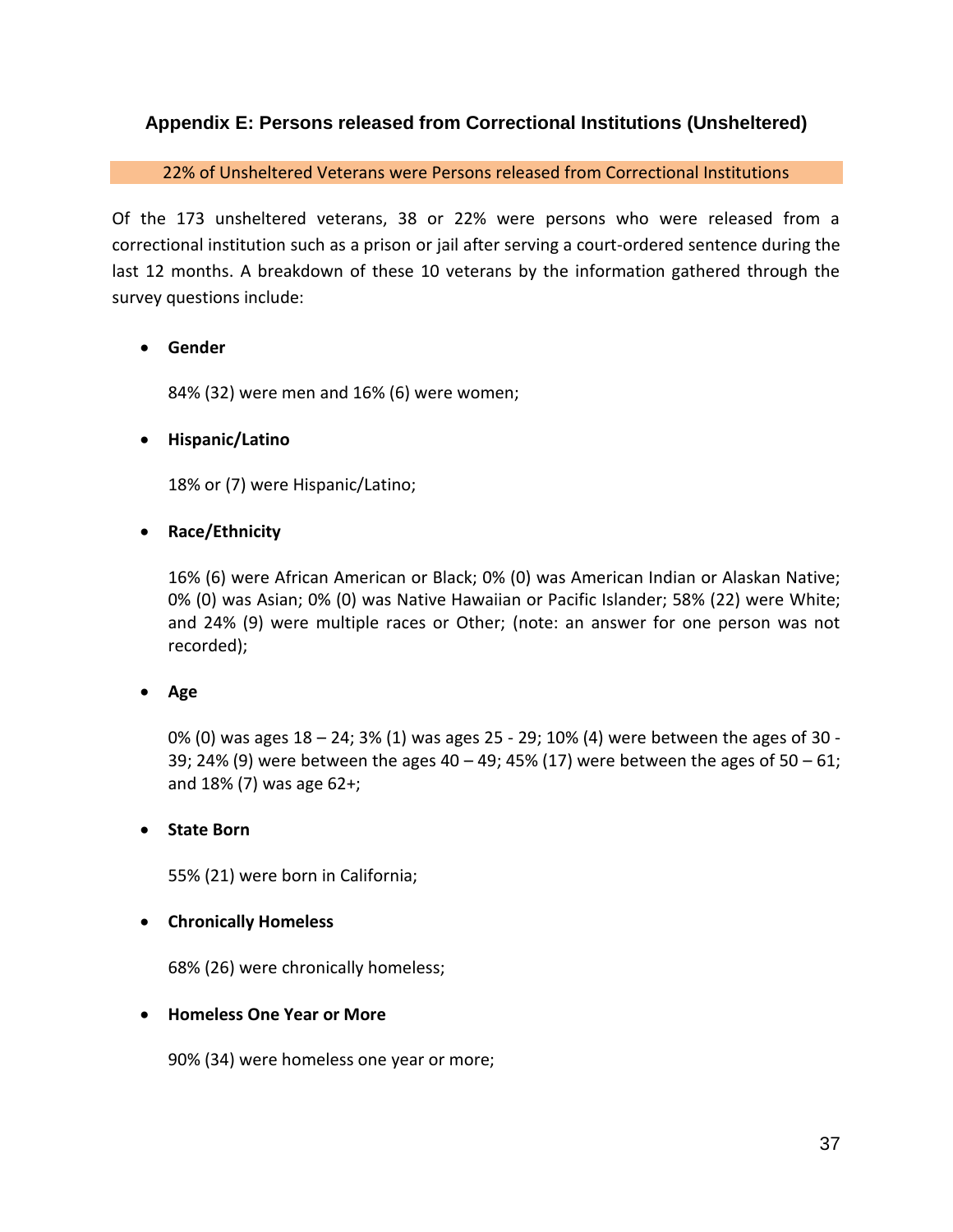## Appendix E: Persons released from Correctional Institutions (Unsheltered)

22% of Unsheltered Veterans were Persons released from Correctional Institutions

Of the 173 unsheltered veterans, 38 or 22% were persons who were released from a correctional institution such as a prison or jail after serving a court-ordered sentence during the last 12 months. A breakdown of these 10 veterans by the information gathered through the survey questions include:

- **Gender**

  84% (32) were men and 16% (6) were women;

- **Hispanic/Latino**

  18% or (7) were Hispanic/Latino;

- **Race/Ethnicity**

  16% (6) were African American or Black; 0% (0) was American Indian or Alaskan Native; 0% (0) was Asian; 0% (0) was Native Hawaiian or Pacific Islander; 58% (22) were White; and 24% (9) were multiple races or Other; (note: an answer for one person was not recorded);

- **Age**

  0% (0) was ages 18 – 24; 3% (1) was ages 25 - 29; 10% (4) were between the ages of 30 - 39; 24% (9) were between the ages 40 – 49; 45% (17) were between the ages of 50 – 61; and 18% (7) was age 62+;

- **State Born**

  55% (21) were born in California;

- **Chronically Homeless**

  68% (26) were chronically homeless;

- **Homeless One Year or More**

  90% (34) were homeless one year or more;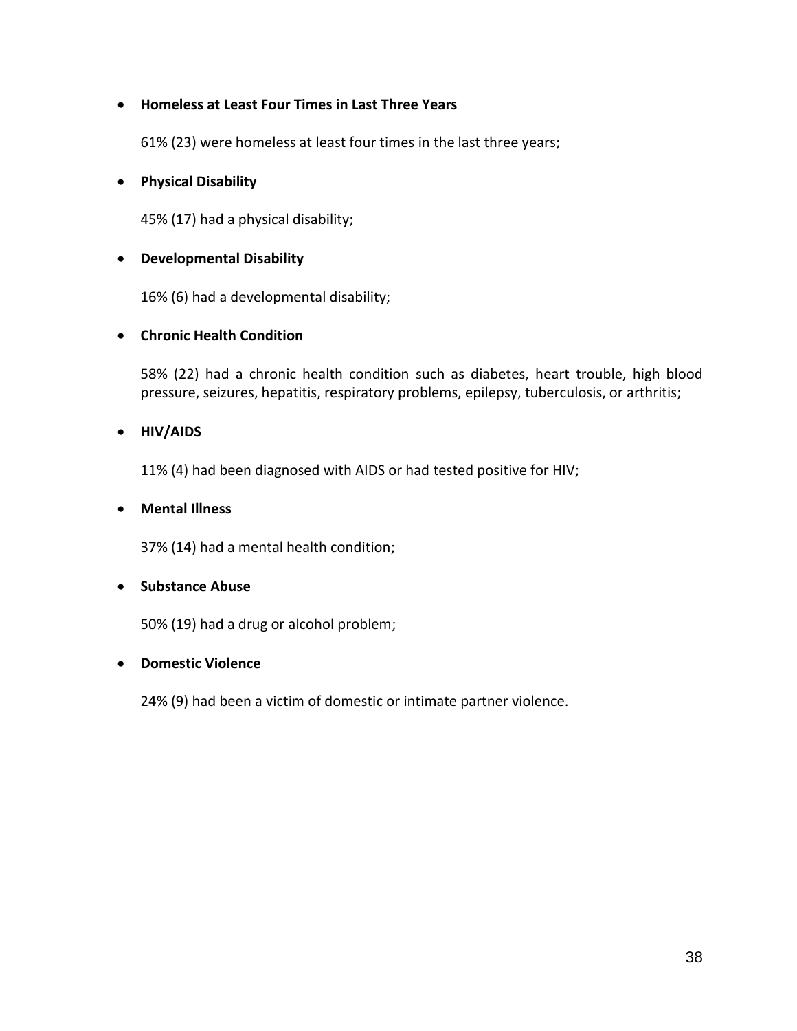- **Homeless at Least Four Times in Last Three Years**

  61% (23) were homeless at least four times in the last three years;

- **Physical Disability**

  45% (17) had a physical disability;

- **Developmental Disability**

  16% (6) had a developmental disability;

- **Chronic Health Condition**

  58% (22) had a chronic health condition such as diabetes, heart trouble, high blood pressure, seizures, hepatitis, respiratory problems, epilepsy, tuberculosis, or arthritis;

- **HIV/AIDS**

  11% (4) had been diagnosed with AIDS or had tested positive for HIV;

- **Mental Illness**

  37% (14) had a mental health condition;

- **Substance Abuse**

  50% (19) had a drug or alcohol problem;

- **Domestic Violence**

  24% (9) had been a victim of domestic or intimate partner violence.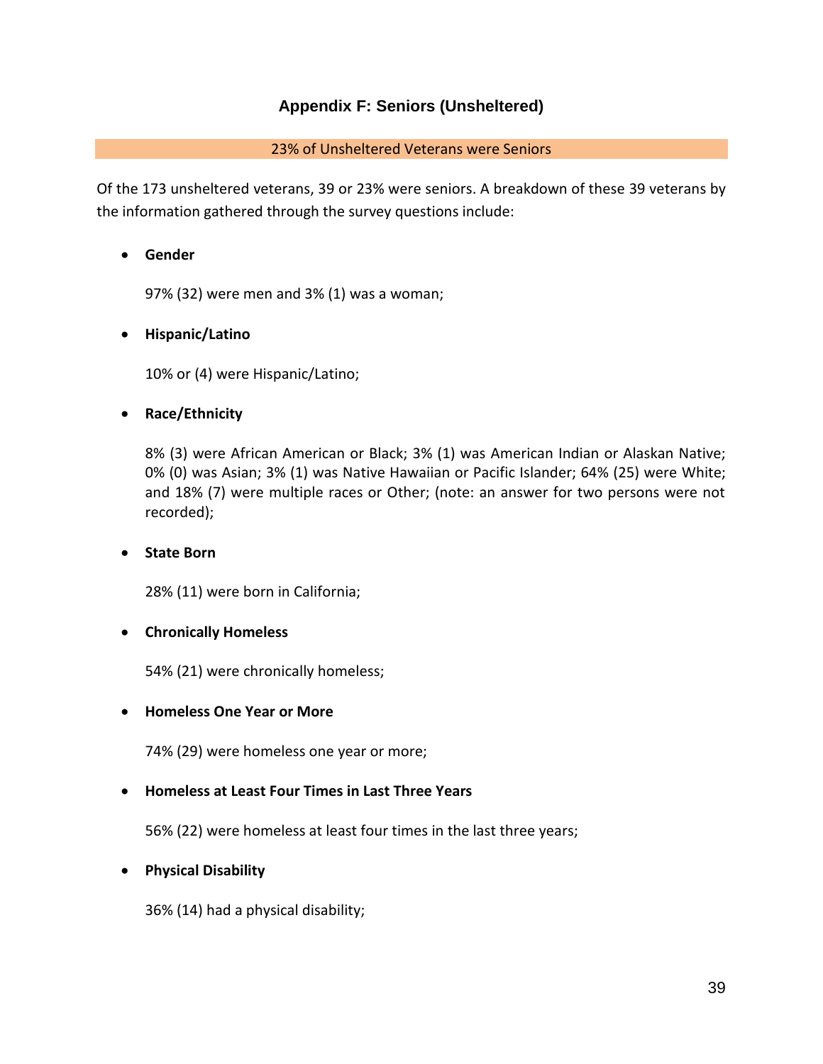## Appendix F: Seniors (Unsheltered)

23% of Unsheltered Veterans were Seniors

Of the 173 unsheltered veterans, 39 or 23% were seniors. A breakdown of these 39 veterans by the information gathered through the survey questions include:

- **Gender**

  97% (32) were men and 3% (1) was a woman;

- **Hispanic/Latino**

  10% or (4) were Hispanic/Latino;

- **Race/Ethnicity**

  8% (3) were African American or Black; 3% (1) was American Indian or Alaskan Native; 0% (0) was Asian; 3% (1) was Native Hawaiian or Pacific Islander; 64% (25) were White; and 18% (7) were multiple races or Other; (note: an answer for two persons were not recorded);

- **State Born**

  28% (11) were born in California;

- **Chronically Homeless**

  54% (21) were chronically homeless;

- **Homeless One Year or More**

  74% (29) were homeless one year or more;

- **Homeless at Least Four Times in Last Three Years**

  56% (22) were homeless at least four times in the last three years;

- **Physical Disability**

  36% (14) had a physical disability;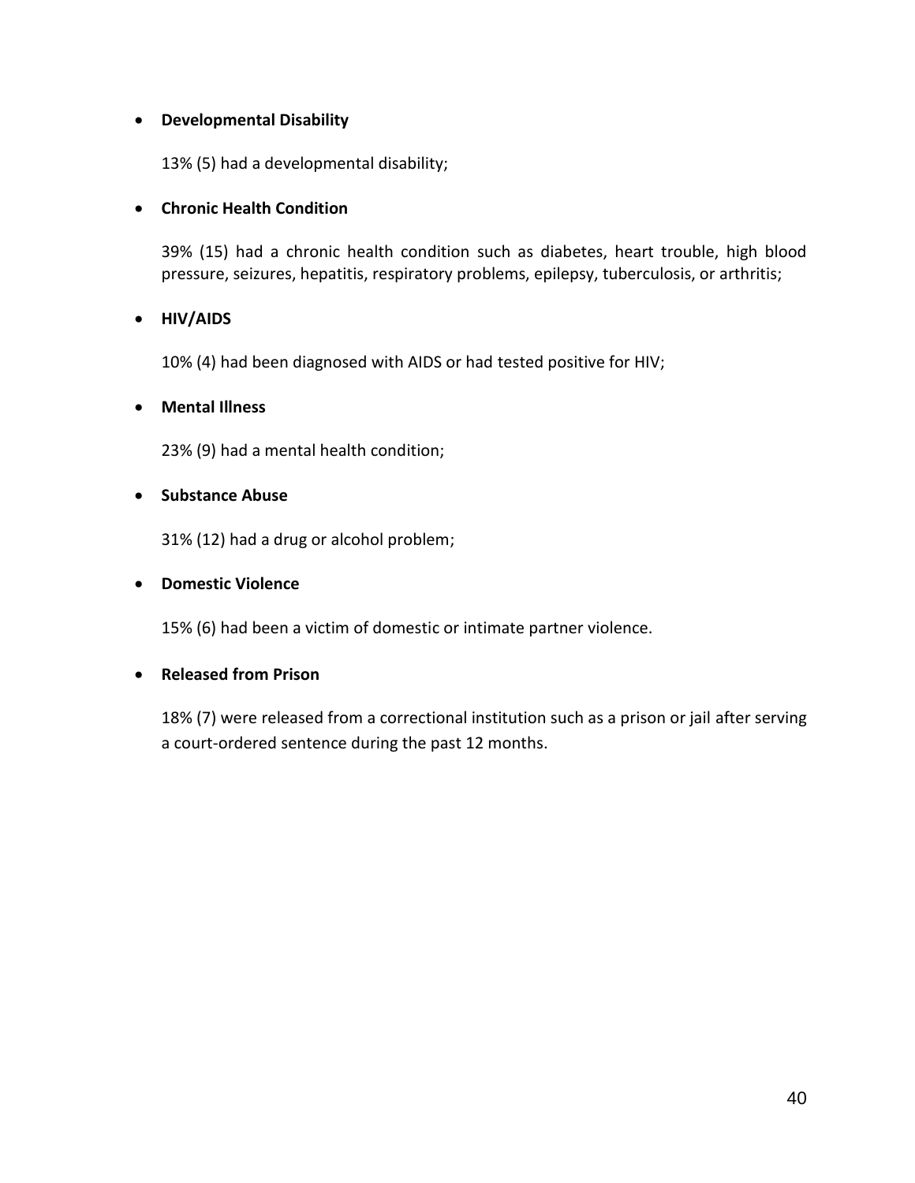- **Developmental Disability**

  13% (5) had a developmental disability;

- **Chronic Health Condition**

  39% (15) had a chronic health condition such as diabetes, heart trouble, high blood pressure, seizures, hepatitis, respiratory problems, epilepsy, tuberculosis, or arthritis;

- **HIV/AIDS**

  10% (4) had been diagnosed with AIDS or had tested positive for HIV;

- **Mental Illness**

  23% (9) had a mental health condition;

- **Substance Abuse**

  31% (12) had a drug or alcohol problem;

- **Domestic Violence**

  15% (6) had been a victim of domestic or intimate partner violence.

- **Released from Prison**

  18% (7) were released from a correctional institution such as a prison or jail after serving a court-ordered sentence during the past 12 months.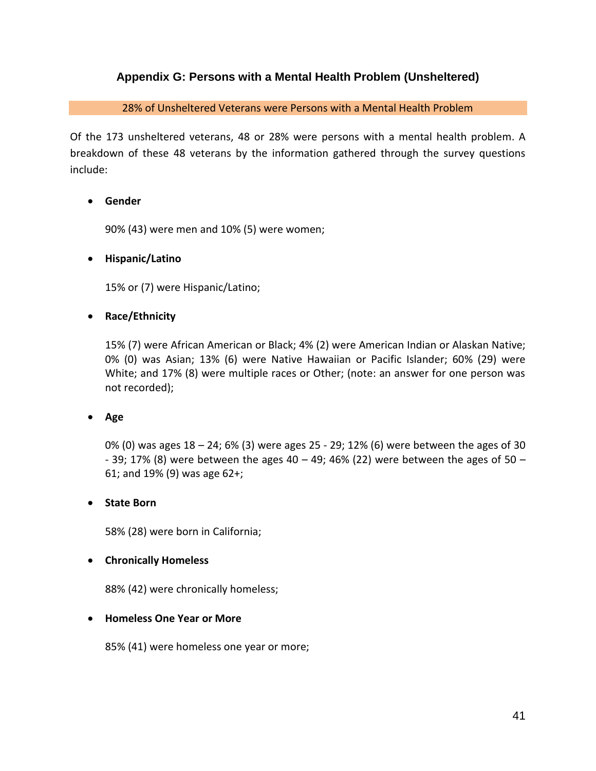## Appendix G: Persons with a Mental Health Problem (Unsheltered)

**28% of Unsheltered Veterans were Persons with a Mental Health Problem**

Of the 173 unsheltered veterans, 48 or 28% were persons with a mental health problem. A breakdown of these 48 veterans by the information gathered through the survey questions include:

- **Gender**

  90% (43) were men and 10% (5) were women;

- **Hispanic/Latino**

  15% or (7) were Hispanic/Latino;

- **Race/Ethnicity**

  15% (7) were African American or Black; 4% (2) were American Indian or Alaskan Native; 0% (0) was Asian; 13% (6) were Native Hawaiian or Pacific Islander; 60% (29) were White; and 17% (8) were multiple races or Other; (note: an answer for one person was not recorded);

- **Age**

  0% (0) was ages 18 – 24; 6% (3) were ages 25 - 29; 12% (6) were between the ages of 30 - 39; 17% (8) were between the ages 40 – 49; 46% (22) were between the ages of 50 – 61; and 19% (9) was age 62+;

- **State Born**

  58% (28) were born in California;

- **Chronically Homeless**

  88% (42) were chronically homeless;

- **Homeless One Year or More**

  85% (41) were homeless one year or more;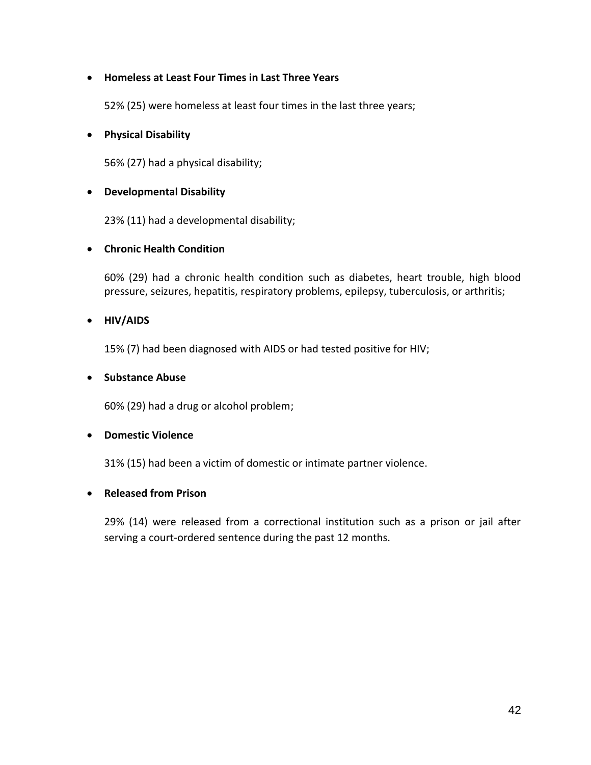- **Homeless at Least Four Times in Last Three Years**

  52% (25) were homeless at least four times in the last three years;

- **Physical Disability**

  56% (27) had a physical disability;

- **Developmental Disability**

  23% (11) had a developmental disability;

- **Chronic Health Condition**

  60% (29) had a chronic health condition such as diabetes, heart trouble, high blood pressure, seizures, hepatitis, respiratory problems, epilepsy, tuberculosis, or arthritis;

- **HIV/AIDS**

  15% (7) had been diagnosed with AIDS or had tested positive for HIV;

- **Substance Abuse**

  60% (29) had a drug or alcohol problem;

- **Domestic Violence**

  31% (15) had been a victim of domestic or intimate partner violence.

- **Released from Prison**

  29% (14) were released from a correctional institution such as a prison or jail after serving a court-ordered sentence during the past 12 months.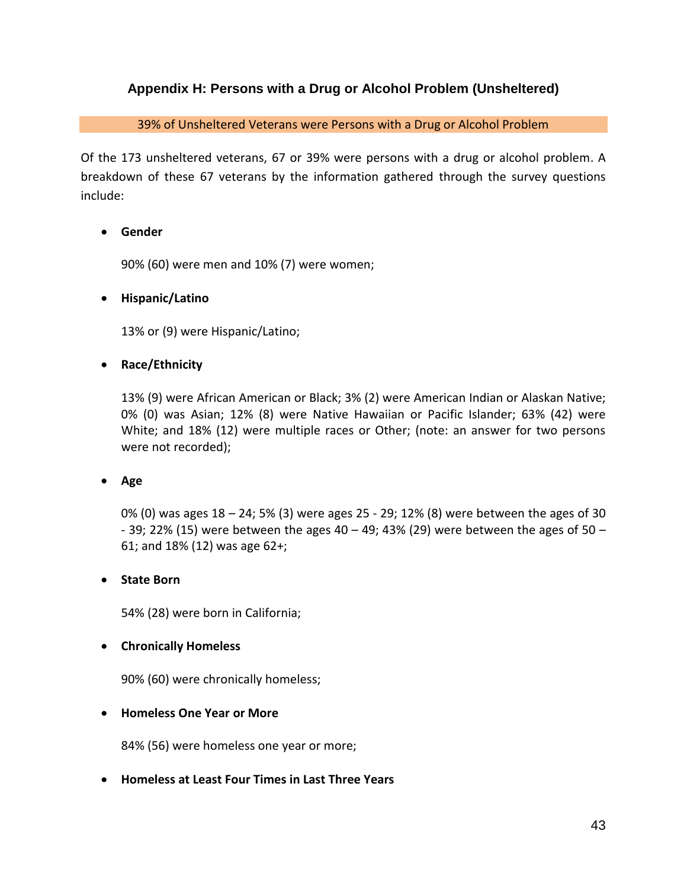## Appendix H: Persons with a Drug or Alcohol Problem (Unsheltered)

39% of Unsheltered Veterans were Persons with a Drug or Alcohol Problem

Of the 173 unsheltered veterans, 67 or 39% were persons with a drug or alcohol problem. A breakdown of these 67 veterans by the information gathered through the survey questions include:

- **Gender**

  90% (60) were men and 10% (7) were women;

- **Hispanic/Latino**

  13% or (9) were Hispanic/Latino;

- **Race/Ethnicity**

  13% (9) were African American or Black; 3% (2) were American Indian or Alaskan Native; 0% (0) was Asian; 12% (8) were Native Hawaiian or Pacific Islander; 63% (42) were White; and 18% (12) were multiple races or Other; (note: an answer for two persons were not recorded);

- **Age**

  0% (0) was ages 18 – 24; 5% (3) were ages 25 - 29; 12% (8) were between the ages of 30 - 39; 22% (15) were between the ages 40 – 49; 43% (29) were between the ages of 50 – 61; and 18% (12) was age 62+;

- **State Born**

  54% (28) were born in California;

- **Chronically Homeless**

  90% (60) were chronically homeless;

- **Homeless One Year or More**

  84% (56) were homeless one year or more;

- **Homeless at Least Four Times in Last Three Years**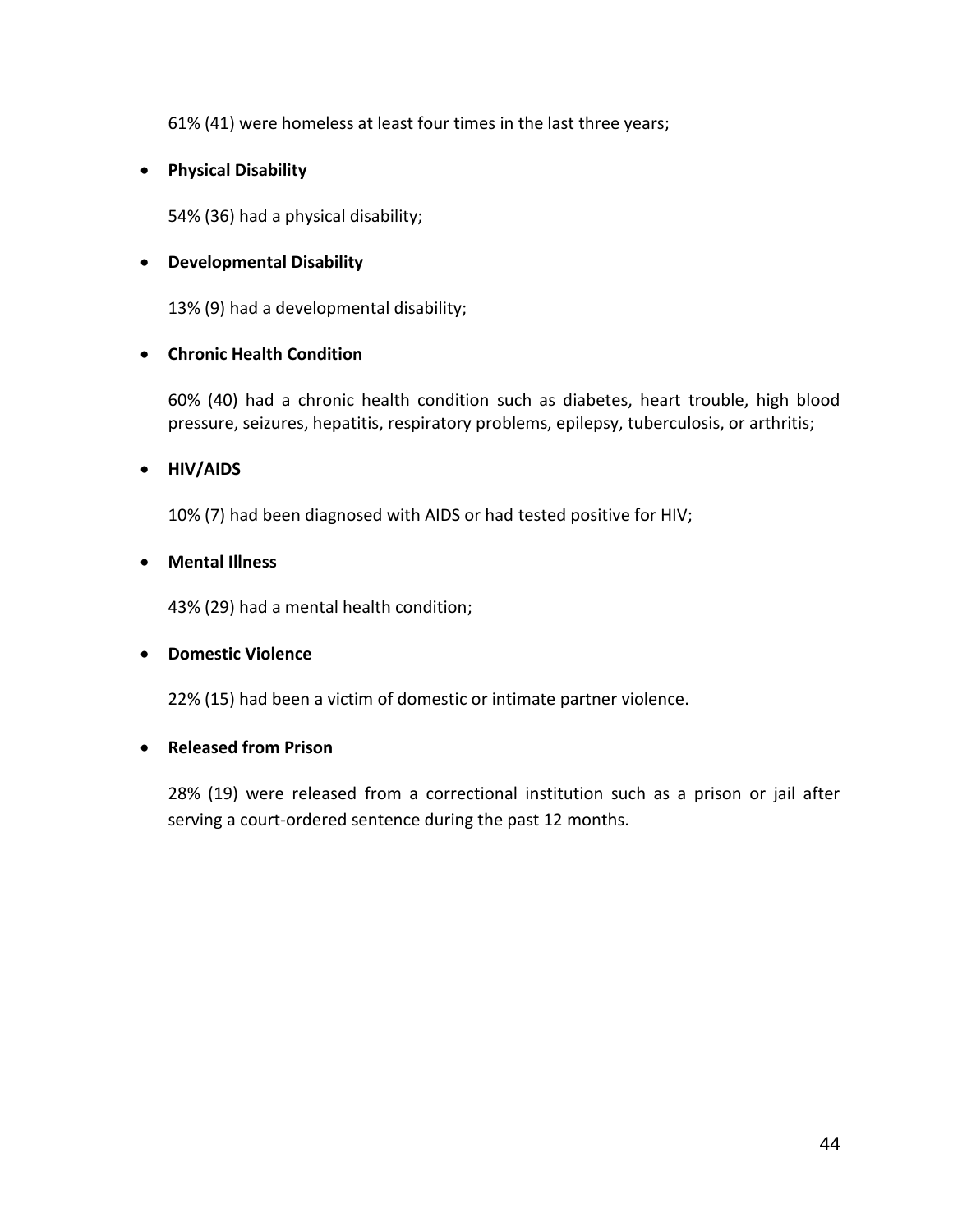61% (41) were homeless at least four times in the last three years;

- **Physical Disability**

  54% (36) had a physical disability;

- **Developmental Disability**

  13% (9) had a developmental disability;

- **Chronic Health Condition**

  60% (40) had a chronic health condition such as diabetes, heart trouble, high blood pressure, seizures, hepatitis, respiratory problems, epilepsy, tuberculosis, or arthritis;

- **HIV/AIDS**

  10% (7) had been diagnosed with AIDS or had tested positive for HIV;

- **Mental Illness**

  43% (29) had a mental health condition;

- **Domestic Violence**

  22% (15) had been a victim of domestic or intimate partner violence.

- **Released from Prison**

  28% (19) were released from a correctional institution such as a prison or jail after serving a court-ordered sentence during the past 12 months.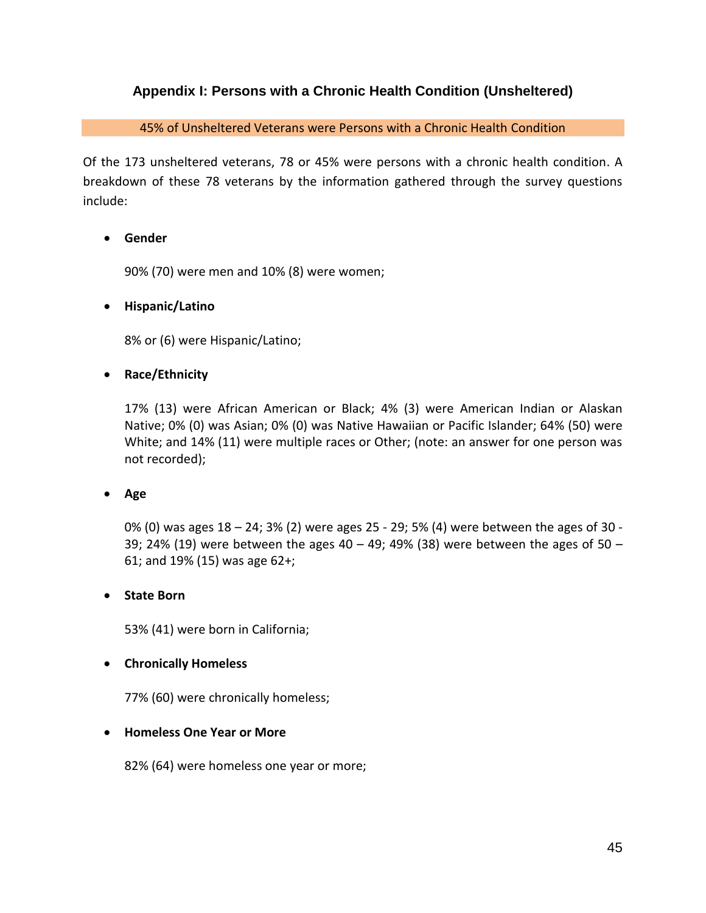## Appendix I: Persons with a Chronic Health Condition (Unsheltered)

45% of Unsheltered Veterans were Persons with a Chronic Health Condition

Of the 173 unsheltered veterans, 78 or 45% were persons with a chronic health condition. A breakdown of these 78 veterans by the information gathered through the survey questions include:

- **Gender**

  90% (70) were men and 10% (8) were women;

- **Hispanic/Latino**

  8% or (6) were Hispanic/Latino;

- **Race/Ethnicity**

  17% (13) were African American or Black; 4% (3) were American Indian or Alaskan Native; 0% (0) was Asian; 0% (0) was Native Hawaiian or Pacific Islander; 64% (50) were White; and 14% (11) were multiple races or Other; (note: an answer for one person was not recorded);

- **Age**

  0% (0) was ages 18 – 24; 3% (2) were ages 25 - 29; 5% (4) were between the ages of 30 - 39; 24% (19) were between the ages 40 – 49; 49% (38) were between the ages of 50 – 61; and 19% (15) was age 62+;

- **State Born**

  53% (41) were born in California;

- **Chronically Homeless**

  77% (60) were chronically homeless;

- **Homeless One Year or More**

  82% (64) were homeless one year or more;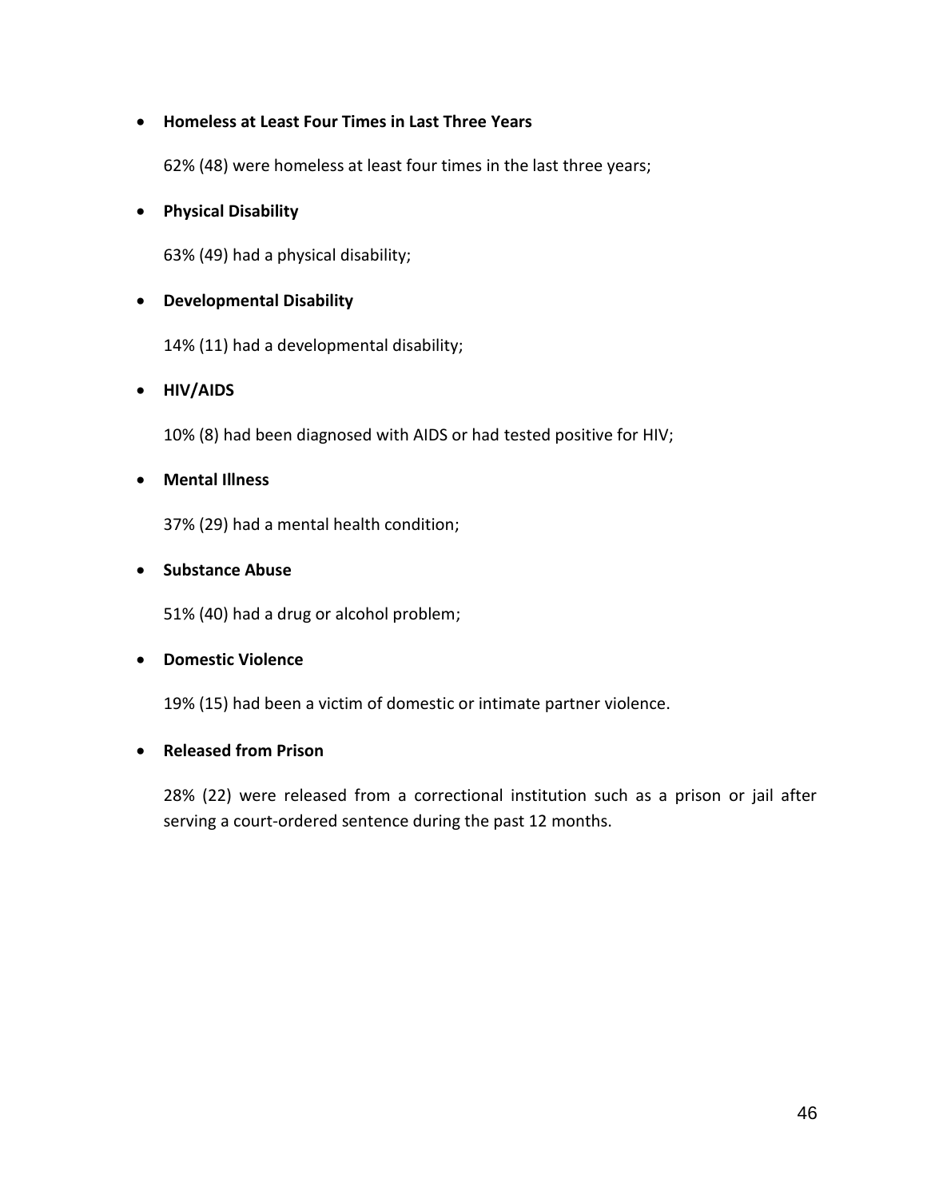- **Homeless at Least Four Times in Last Three Years**

  62% (48) were homeless at least four times in the last three years;

- **Physical Disability**

  63% (49) had a physical disability;

- **Developmental Disability**

  14% (11) had a developmental disability;

- **HIV/AIDS**

  10% (8) had been diagnosed with AIDS or had tested positive for HIV;

- **Mental Illness**

  37% (29) had a mental health condition;

- **Substance Abuse**

  51% (40) had a drug or alcohol problem;

- **Domestic Violence**

  19% (15) had been a victim of domestic or intimate partner violence.

- **Released from Prison**

  28% (22) were released from a correctional institution such as a prison or jail after serving a court-ordered sentence during the past 12 months.